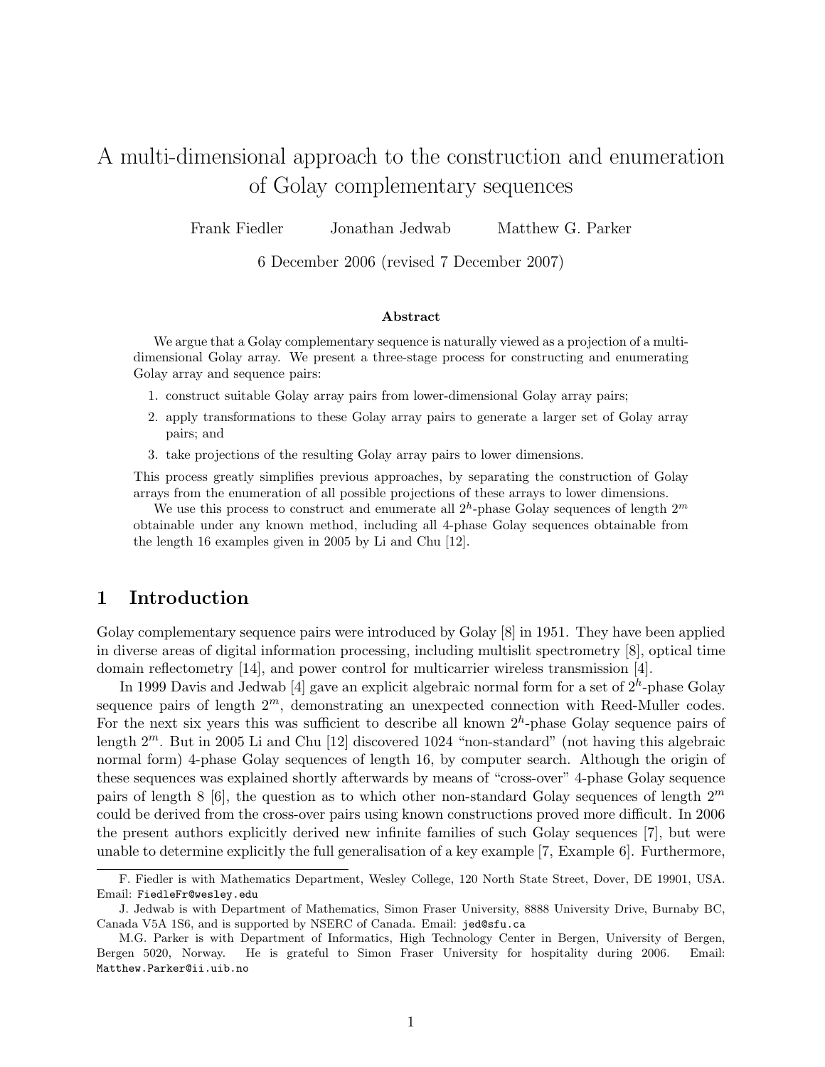# A multi-dimensional approach to the construction and enumeration of Golay complementary sequences

Frank Fiedler Jonathan Jedwab Matthew G. Parker

6 December 2006 (revised 7 December 2007)

### Abstract

We argue that a Golay complementary sequence is naturally viewed as a projection of a multi-dimensional Golay array. We present a three-stage process for constructing and enumerating Golay array and sequence pairs:

1. construct suitable Golay array pairs from lower-dimensional Golay array pairs;
2. apply transformations to these Golay array pairs to generate a larger set of Golay array pairs; and
3. take projections of the resulting Golay array pairs to lower dimensions.

This process greatly simplifies previous approaches, by separating the construction of Golay arrays from the enumeration of all possible projections of these arrays to lower dimensions.

We use this process to construct and enumerate all $2^h$-phase Golay sequences of length $2^m$ obtainable under any known method, including all 4-phase Golay sequences obtainable from the length 16 examples given in 2005 by Li and Chu [12].

## 1 Introduction

Golay complementary sequence pairs were introduced by Golay [8] in 1951. They have been applied in diverse areas of digital information processing, including multislit spectrometry [8], optical time domain reflectometry [14], and power control for multicarrier wireless transmission [4].

In 1999 Davis and Jedwab [4] gave an explicit algebraic normal form for a set of $2^h$-phase Golay sequence pairs of length $2^m$, demonstrating an unexpected connection with Reed-Muller codes. For the next six years this was sufficient to describe all known $2^h$-phase Golay sequence pairs of length $2^m$. But in 2005 Li and Chu [12] discovered 1024 "non-standard" (not having this algebraic normal form) 4-phase Golay sequences of length 16, by computer search. Although the origin of these sequences was explained shortly afterwards by means of "cross-over" 4-phase Golay sequence pairs of length 8 [6], the question as to which other non-standard Golay sequences of length $2^m$ could be derived from the cross-over pairs using known constructions proved more difficult. In 2006 the present authors explicitly derived new infinite families of such Golay sequences [7], but were unable to determine explicitly the full generalisation of a key example [7, Example 6]. Furthermore,

F. Fiedler is with Mathematics Department, Wesley College, 120 North State Street, Dover, DE 19901, USA. Email: FiedleFr@wesley.edu

J. Jedwab is with Department of Mathematics, Simon Fraser University, 8888 University Drive, Burnaby BC, Canada V5A 1S6, and is supported by NSERC of Canada. Email: jed@sfu.ca

M.G. Parker is with Department of Informatics, High Technology Center in Bergen, University of Bergen, Bergen 5020, Norway. He is grateful to Simon Fraser University for hospitality during 2006. Email: Matthew.Parker@ii.uib.no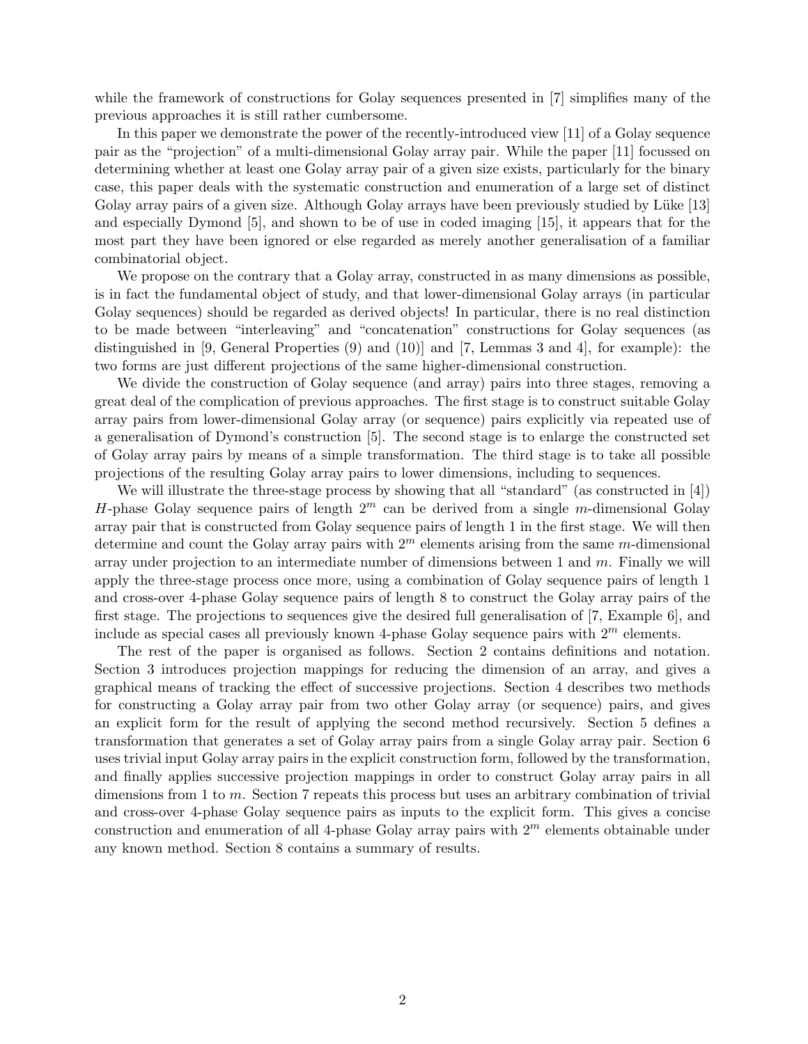while the framework of constructions for Golay sequences presented in [7] simplifies many of the previous approaches it is still rather cumbersome.

In this paper we demonstrate the power of the recently-introduced view [11] of a Golay sequence pair as the "projection" of a multi-dimensional Golay array pair. While the paper [11] focussed on determining whether at least one Golay array pair of a given size exists, particularly for the binary case, this paper deals with the systematic construction and enumeration of a large set of distinct Golay array pairs of a given size. Although Golay arrays have been previously studied by Lüke [13] and especially Dymond [5], and shown to be of use in coded imaging [15], it appears that for the most part they have been ignored or else regarded as merely another generalisation of a familiar combinatorial object.

We propose on the contrary that a Golay array, constructed in as many dimensions as possible, is in fact the fundamental object of study, and that lower-dimensional Golay arrays (in particular Golay sequences) should be regarded as derived objects! In particular, there is no real distinction to be made between "interleaving" and "concatenation" constructions for Golay sequences (as distinguished in [9, General Properties (9) and (10)] and [7, Lemmas 3 and 4], for example): the two forms are just different projections of the same higher-dimensional construction.

We divide the construction of Golay sequence (and array) pairs into three stages, removing a great deal of the complication of previous approaches. The first stage is to construct suitable Golay array pairs from lower-dimensional Golay array (or sequence) pairs explicitly via repeated use of a generalisation of Dymond's construction [5]. The second stage is to enlarge the constructed set of Golay array pairs by means of a simple transformation. The third stage is to take all possible projections of the resulting Golay array pairs to lower dimensions, including to sequences.

We will illustrate the three-stage process by showing that all "standard" (as constructed in [4]) $H$-phase Golay sequence pairs of length $2^m$ can be derived from a single $m$-dimensional Golay array pair that is constructed from Golay sequence pairs of length 1 in the first stage. We will then determine and count the Golay array pairs with $2^m$ elements arising from the same $m$-dimensional array under projection to an intermediate number of dimensions between 1 and $m$. Finally we will apply the three-stage process once more, using a combination of Golay sequence pairs of length 1 and cross-over 4-phase Golay sequence pairs of length 8 to construct the Golay array pairs of the first stage. The projections to sequences give the desired full generalisation of [7, Example 6], and include as special cases all previously known 4-phase Golay sequence pairs with $2^m$ elements.

The rest of the paper is organised as follows. Section 2 contains definitions and notation. Section 3 introduces projection mappings for reducing the dimension of an array, and gives a graphical means of tracking the effect of successive projections. Section 4 describes two methods for constructing a Golay array pair from two other Golay array (or sequence) pairs, and gives an explicit form for the result of applying the second method recursively. Section 5 defines a transformation that generates a set of Golay array pairs from a single Golay array pair. Section 6 uses trivial input Golay array pairs in the explicit construction form, followed by the transformation, and finally applies successive projection mappings in order to construct Golay array pairs in all dimensions from 1 to $m$. Section 7 repeats this process but uses an arbitrary combination of trivial and cross-over 4-phase Golay sequence pairs as inputs to the explicit form. This gives a concise construction and enumeration of all 4-phase Golay array pairs with $2^m$ elements obtainable under any known method. Section 8 contains a summary of results.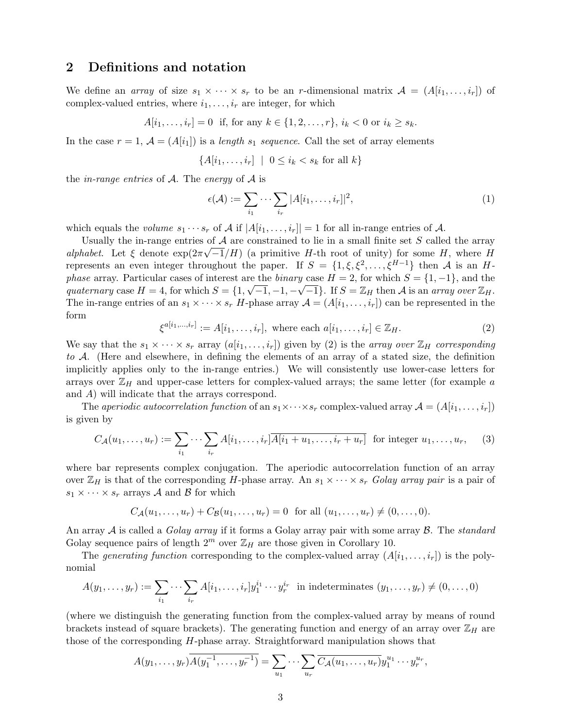## 2 Definitions and notation

We define an *array* of size $s_1 \times \cdots \times s_r$ to be an $r$-dimensional matrix $\mathcal{A} = (A[i_1, \ldots, i_r])$ of complex-valued entries, where $i_1, \ldots, i_r$ are integer, for which

$$A[i_1, \ldots, i_r] = 0 \ \text{ if, for any } k \in \{1, 2, \ldots, r\},\ i_k < 0 \text{ or } i_k \geq s_k.$$

In the case $r = 1$, $\mathcal{A} = (A[i_1])$ is a *length* $s_1$ *sequence*. Call the set of array elements

$$\{A[i_1, \ldots, i_r] \ \mid \ 0 \leq i_k < s_k \text{ for all } k\}$$

the *in-range entries* of $\mathcal{A}$. The *energy* of $\mathcal{A}$ is

$$\epsilon(\mathcal{A}) := \sum_{i_1} \cdots \sum_{i_r} |A[i_1, \ldots, i_r]|^2, \tag{1}$$

which equals the *volume* $s_1 \cdots s_r$ of $\mathcal{A}$ if $|A[i_1, \ldots, i_r]| = 1$ for all in-range entries of $\mathcal{A}$.

Usually the in-range entries of $\mathcal{A}$ are constrained to lie in a small finite set $S$ called the array *alphabet*. Let $\xi$ denote $\exp(2\pi\sqrt{-1}/H)$ (a primitive $H$-th root of unity) for some $H$, where $H$ represents an even integer throughout the paper. If $S = \{1, \xi, \xi^2, \ldots, \xi^{H-1}\}$ then $\mathcal{A}$ is an $H$-*phase* array. Particular cases of interest are the *binary* case $H = 2$, for which $S = \{1, -1\}$, and the *quaternary* case $H = 4$, for which $S = \{1, \sqrt{-1}, -1, -\sqrt{-1}\}$. If $S = \mathbb{Z}_H$ then $\mathcal{A}$ is an *array over* $\mathbb{Z}_H$. The in-range entries of an $s_1 \times \cdots \times s_r$ $H$-phase array $\mathcal{A} = (A[i_1, \ldots, i_r])$ can be represented in the form

$$\xi^{a[i_1, \ldots, i_r]} := A[i_1, \ldots, i_r], \text{ where each } a[i_1, \ldots, i_r] \in \mathbb{Z}_H. \tag{2}$$

We say that the $s_1 \times \cdots \times s_r$ array $(a[i_1, \ldots, i_r])$ given by (2) is the *array over* $\mathbb{Z}_H$ *corresponding to* $\mathcal{A}$. (Here and elsewhere, in defining the elements of an array of a stated size, the definition implicitly applies only to the in-range entries.) We will consistently use lower-case letters for arrays over $\mathbb{Z}_H$ and upper-case letters for complex-valued arrays; the same letter (for example $a$ and $A$) will indicate that the arrays correspond.

The *aperiodic autocorrelation function* of an $s_1 \times \cdots \times s_r$ complex-valued array $\mathcal{A} = (A[i_1, \ldots, i_r])$ is given by

$$C_{\mathcal{A}}(u_1, \ldots, u_r) := \sum_{i_1} \cdots \sum_{i_r} A[i_1, \ldots, i_r] \overline{A[i_1 + u_1, \ldots, i_r + u_r]} \ \text{ for integer } u_1, \ldots, u_r, \tag{3}$$

where bar represents complex conjugation. The aperiodic autocorrelation function of an array over $\mathbb{Z}_H$ is that of the corresponding $H$-phase array. An $s_1 \times \cdots \times s_r$ *Golay array pair* is a pair of $s_1 \times \cdots \times s_r$ arrays $\mathcal{A}$ and $\mathcal{B}$ for which

$$C_{\mathcal{A}}(u_1, \ldots, u_r) + C_{\mathcal{B}}(u_1, \ldots, u_r) = 0 \ \text{ for all } (u_1, \ldots, u_r) \neq (0, \ldots, 0).$$

An array $\mathcal{A}$ is called a *Golay array* if it forms a Golay array pair with some array $\mathcal{B}$. The *standard* Golay sequence pairs of length $2^m$ over $\mathbb{Z}_H$ are those given in Corollary 10.

The *generating function* corresponding to the complex-valued array $(A[i_1, \ldots, i_r])$ is the polynomial

$$A(y_1, \ldots, y_r) := \sum_{i_1} \cdots \sum_{i_r} A[i_1, \ldots, i_r] y_1^{i_1} \cdots y_r^{i_r} \ \text{ in indeterminates } (y_1, \ldots, y_r) \neq (0, \ldots, 0)$$

(where we distinguish the generating function from the complex-valued array by means of round brackets instead of square brackets). The generating function and energy of an array over $\mathbb{Z}_H$ are those of the corresponding $H$-phase array. Straightforward manipulation shows that

$$A(y_1, \ldots, y_r) \overline{A(y_1^{-1}, \ldots, y_r^{-1})} = \sum_{u_1} \cdots \sum_{u_r} \overline{C_{\mathcal{A}}(u_1, \ldots, u_r)} y_1^{u_1} \cdots y_r^{u_r},$$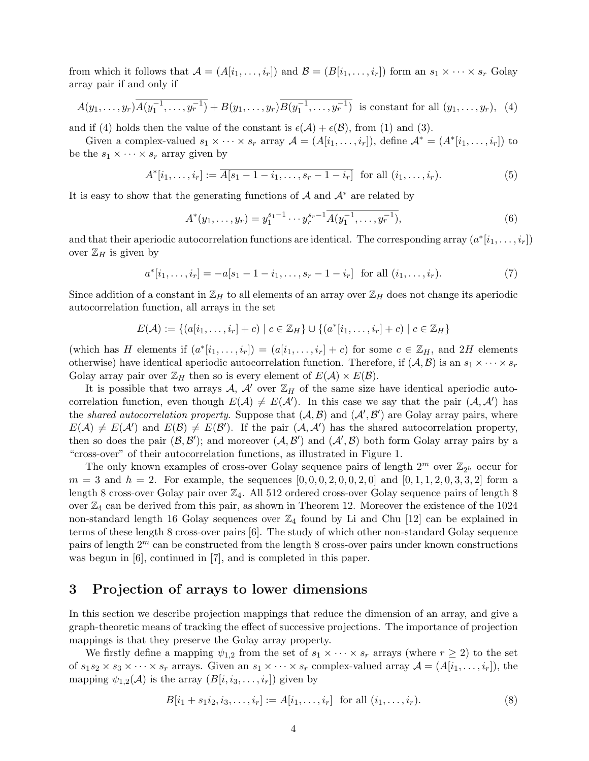from which it follows that $\mathcal{A} = (A[i_1, \ldots, i_r])$ and $\mathcal{B} = (B[i_1, \ldots, i_r])$ form an $s_1 \times \cdots \times s_r$ Golay array pair if and only if

$$A(y_1, \ldots, y_r)\overline{A(y_1^{-1}, \ldots, y_r^{-1})} + B(y_1, \ldots, y_r)\overline{B(y_1^{-1}, \ldots, y_r^{-1})} \text{ is constant for all } (y_1, \ldots, y_r), \quad (4)$$

and if (4) holds then the value of the constant is $\epsilon(\mathcal{A}) + \epsilon(\mathcal{B})$, from (1) and (3).

Given a complex-valued $s_1 \times \cdots \times s_r$ array $\mathcal{A} = (A[i_1, \ldots, i_r])$, define $\mathcal{A}^* = (A^*[i_1, \ldots, i_r])$ to be the $s_1 \times \cdots \times s_r$ array given by

$$A^*[i_1, \ldots, i_r] := \overline{A[s_1 - 1 - i_1, \ldots, s_r - 1 - i_r]} \text{ for all } (i_1, \ldots, i_r). \quad (5)$$

It is easy to show that the generating functions of $\mathcal{A}$ and $\mathcal{A}^*$ are related by

$$A^*(y_1, \ldots, y_r) = y_1^{s_1-1} \cdots y_r^{s_r-1}\overline{A(y_1^{-1}, \ldots, y_r^{-1})}, \quad (6)$$

and that their aperiodic autocorrelation functions are identical. The corresponding array $(a^*[i_1, \ldots, i_r])$ over $\mathbb{Z}_H$ is given by

$$a^*[i_1, \ldots, i_r] = -a[s_1 - 1 - i_1, \ldots, s_r - 1 - i_r] \text{ for all } (i_1, \ldots, i_r). \quad (7)$$

Since addition of a constant in $\mathbb{Z}_H$ to all elements of an array over $\mathbb{Z}_H$ does not change its aperiodic autocorrelation function, all arrays in the set

$$E(\mathcal{A}) := \{(a[i_1, \ldots, i_r] + c) \mid c \in \mathbb{Z}_H\} \cup \{(a^*[i_1, \ldots, i_r] + c) \mid c \in \mathbb{Z}_H\}$$

(which has $H$ elements if $(a^*[i_1, \ldots, i_r]) = (a[i_1, \ldots, i_r] + c)$ for some $c \in \mathbb{Z}_H$, and $2H$ elements otherwise) have identical aperiodic autocorrelation function. Therefore, if $(\mathcal{A}, \mathcal{B})$ is an $s_1 \times \cdots \times s_r$ Golay array pair over $\mathbb{Z}_H$ then so is every element of $E(\mathcal{A}) \times E(\mathcal{B})$.

It is possible that two arrays $\mathcal{A}$, $\mathcal{A}'$ over $\mathbb{Z}_H$ of the same size have identical aperiodic autocorrelation function, even though $E(\mathcal{A}) \neq E(\mathcal{A}')$. In this case we say that the pair $(\mathcal{A}, \mathcal{A}')$ has the *shared autocorrelation property*. Suppose that $(\mathcal{A}, \mathcal{B})$ and $(\mathcal{A}', \mathcal{B}')$ are Golay array pairs, where $E(\mathcal{A}) \neq E(\mathcal{A}')$ and $E(\mathcal{B}) \neq E(\mathcal{B}')$. If the pair $(\mathcal{A}, \mathcal{A}')$ has the shared autocorrelation property, then so does the pair $(\mathcal{B}, \mathcal{B}')$; and moreover $(\mathcal{A}, \mathcal{B}')$ and $(\mathcal{A}', \mathcal{B})$ both form Golay array pairs by a "cross-over" of their autocorrelation functions, as illustrated in Figure 1.

The only known examples of cross-over Golay sequence pairs of length $2^m$ over $\mathbb{Z}_{2^h}$ occur for $m = 3$ and $h = 2$. For example, the sequences $[0, 0, 0, 2, 0, 0, 2, 0]$ and $[0, 1, 1, 2, 0, 3, 3, 2]$ form a length 8 cross-over Golay pair over $\mathbb{Z}_4$. All 512 ordered cross-over Golay sequence pairs of length 8 over $\mathbb{Z}_4$ can be derived from this pair, as shown in Theorem 12. Moreover the existence of the 1024 non-standard length 16 Golay sequences over $\mathbb{Z}_4$ found by Li and Chu [12] can be explained in terms of these length 8 cross-over pairs [6]. The study of which other non-standard Golay sequence pairs of length $2^m$ can be constructed from the length 8 cross-over pairs under known constructions was begun in [6], continued in [7], and is completed in this paper.

## 3 Projection of arrays to lower dimensions

In this section we describe projection mappings that reduce the dimension of an array, and give a graph-theoretic means of tracking the effect of successive projections. The importance of projection mappings is that they preserve the Golay array property.

We firstly define a mapping $\psi_{1,2}$ from the set of $s_1 \times \cdots \times s_r$ arrays (where $r \geq 2$) to the set of $s_1 s_2 \times s_3 \times \cdots \times s_r$ arrays. Given an $s_1 \times \cdots \times s_r$ complex-valued array $\mathcal{A} = (A[i_1, \ldots, i_r])$, the mapping $\psi_{1,2}(\mathcal{A})$ is the array $(B[i, i_3, \ldots, i_r])$ given by

$$B[i_1 + s_1 i_2, i_3, \ldots, i_r] := A[i_1, \ldots, i_r] \text{ for all } (i_1, \ldots, i_r). \quad (8)$$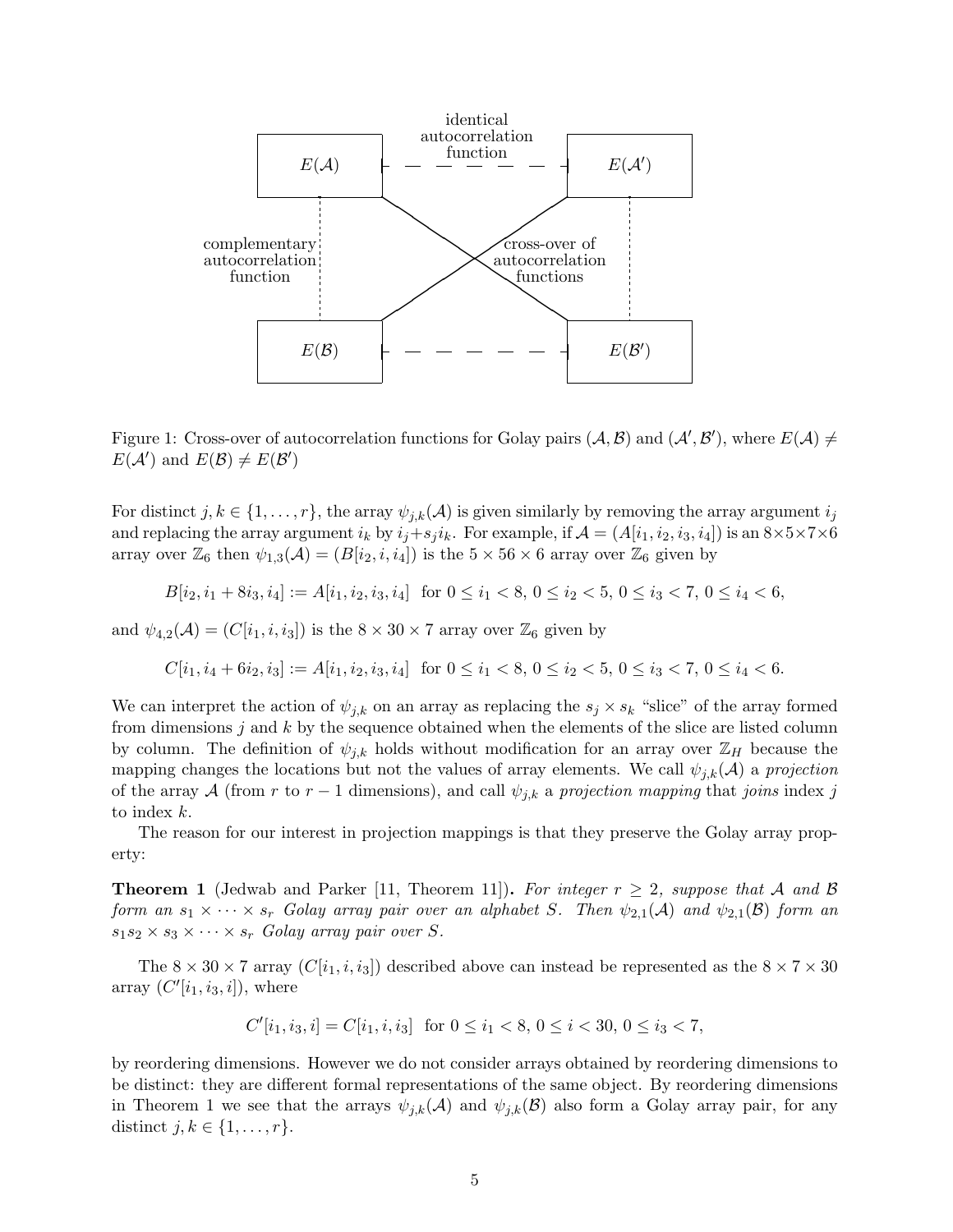Figure 1: Cross-over of autocorrelation functions for Golay pairs $(\mathcal{A}, \mathcal{B})$ and $(\mathcal{A}', \mathcal{B}')$, where $E(\mathcal{A}) \neq E(\mathcal{A}')$ and $E(\mathcal{B}) \neq E(\mathcal{B}')$

For distinct $j, k \in \{1, \ldots, r\}$, the array $\psi_{j,k}(\mathcal{A})$ is given similarly by removing the array argument $i_j$ and replacing the array argument $i_k$ by $i_j + s_j i_k$. For example, if $\mathcal{A} = (A[i_1, i_2, i_3, i_4])$ is an $8 \times 5 \times 7 \times 6$ array over $\mathbb{Z}_6$ then $\psi_{1,3}(\mathcal{A}) = (B[i_2, i, i_4])$ is the $5 \times 56 \times 6$ array over $\mathbb{Z}_6$ given by

$$B[i_2, i_1 + 8i_3, i_4] := A[i_1, i_2, i_3, i_4] \ \text{ for } 0 \leq i_1 < 8,\ 0 \leq i_2 < 5,\ 0 \leq i_3 < 7,\ 0 \leq i_4 < 6,$$

and $\psi_{4,2}(\mathcal{A}) = (C[i_1, i, i_3])$ is the $8 \times 30 \times 7$ array over $\mathbb{Z}_6$ given by

$$C[i_1, i_4 + 6i_2, i_3] := A[i_1, i_2, i_3, i_4] \ \text{ for } 0 \leq i_1 < 8,\ 0 \leq i_2 < 5,\ 0 \leq i_3 < 7,\ 0 \leq i_4 < 6.$$

We can interpret the action of $\psi_{j,k}$ on an array as replacing the $s_j \times s_k$ "slice" of the array formed from dimensions $j$ and $k$ by the sequence obtained when the elements of the slice are listed column by column. The definition of $\psi_{j,k}$ holds without modification for an array over $\mathbb{Z}_H$ because the mapping changes the locations but not the values of array elements. We call $\psi_{j,k}(\mathcal{A})$ a *projection* of the array $\mathcal{A}$ (from $r$ to $r-1$ dimensions), and call $\psi_{j,k}$ a *projection mapping* that *joins* index $j$ to index $k$.

The reason for our interest in projection mappings is that they preserve the Golay array property:

**Theorem 1** (Jedwab and Parker [11, Theorem 11]). *For integer $r \geq 2$, suppose that $\mathcal{A}$ and $\mathcal{B}$ form an $s_1 \times \cdots \times s_r$ Golay array pair over an alphabet $S$. Then $\psi_{2,1}(\mathcal{A})$ and $\psi_{2,1}(\mathcal{B})$ form an $s_1 s_2 \times s_3 \times \cdots \times s_r$ Golay array pair over $S$.*

The $8 \times 30 \times 7$ array $(C[i_1, i, i_3])$ described above can instead be represented as the $8 \times 7 \times 30$ array $(C'[i_1, i_3, i])$, where

$$C'[i_1, i_3, i] = C[i_1, i, i_3] \ \text{ for } 0 \leq i_1 < 8,\ 0 \leq i < 30,\ 0 \leq i_3 < 7,$$

by reordering dimensions. However we do not consider arrays obtained by reordering dimensions to be distinct: they are different formal representations of the same object. By reordering dimensions in Theorem 1 we see that the arrays $\psi_{j,k}(\mathcal{A})$ and $\psi_{j,k}(\mathcal{B})$ also form a Golay array pair, for any distinct $j, k \in \{1, \ldots, r\}$.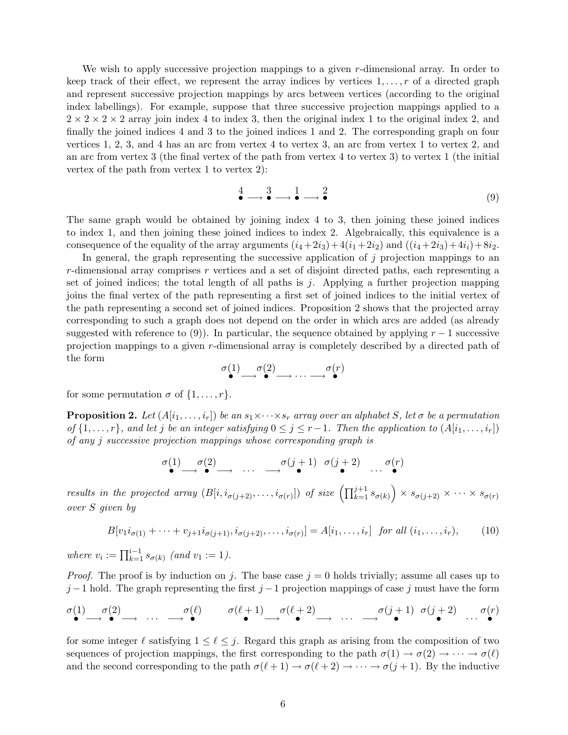We wish to apply successive projection mappings to a given $r$-dimensional array. In order to keep track of their effect, we represent the array indices by vertices $1, \ldots, r$ of a directed graph and represent successive projection mappings by arcs between vertices (according to the original index labellings). For example, suppose that three successive projection mappings applied to a $2 \times 2 \times 2 \times 2$ array join index 4 to index 3, then the original index 1 to the original index 2, and finally the joined indices 4 and 3 to the joined indices 1 and 2. The corresponding graph on four vertices 1, 2, 3, and 4 has an arc from vertex 4 to vertex 3, an arc from vertex 1 to vertex 2, and an arc from vertex 3 (the final vertex of the path from vertex 4 to vertex 3) to vertex 1 (the initial vertex of the path from vertex 1 to vertex 2):

$$\overset{4}{\bullet} \longrightarrow \overset{3}{\bullet} \longrightarrow \overset{1}{\bullet} \longrightarrow \overset{2}{\bullet} \tag{9}$$

The same graph would be obtained by joining index 4 to 3, then joining these joined indices to index 1, and then joining these joined indices to index 2. Algebraically, this equivalence is a consequence of the equality of the array arguments $(i_4 + 2i_3) + 4(i_1 + 2i_2)$ and $((i_4 + 2i_3) + 4i_i) + 8i_2$.

In general, the graph representing the successive application of $j$ projection mappings to an $r$-dimensional array comprises $r$ vertices and a set of disjoint directed paths, each representing a set of joined indices; the total length of all paths is $j$. Applying a further projection mapping joins the final vertex of the path representing a first set of joined indices to the initial vertex of the path representing a second set of joined indices. Proposition 2 shows that the projected array corresponding to such a graph does not depend on the order in which arcs are added (as already suggested with reference to (9)). In particular, the sequence obtained by applying $r-1$ successive projection mappings to a given $r$-dimensional array is completely described by a directed path of the form

$$\overset{\sigma(1)}{\bullet} \longrightarrow \overset{\sigma(2)}{\bullet} \longrightarrow \cdots \longrightarrow \overset{\sigma(r)}{\bullet}$$

for some permutation $\sigma$ of $\{1, \ldots, r\}$.

**Proposition 2.** *Let $(A[i_1, \ldots, i_r])$ be an $s_1 \times \cdots \times s_r$ array over an alphabet $S$, let $\sigma$ be a permutation of $\{1, \ldots, r\}$, and let $j$ be an integer satisfying $0 \leq j \leq r-1$. Then the application to $(A[i_1, \ldots, i_r])$ of any $j$ successive projection mappings whose corresponding graph is*

$$\overset{\sigma(1)}{\bullet} \longrightarrow \overset{\sigma(2)}{\bullet} \longrightarrow \cdots \longrightarrow \overset{\sigma(j+1)}{\bullet} \quad \overset{\sigma(j+2)}{\bullet} \quad \cdots \quad \overset{\sigma(r)}{\bullet}$$

*results in the projected array $(B[i, i_{\sigma(j+2)}, \ldots, i_{\sigma(r)}])$ of size $\left(\prod_{k=1}^{j+1} s_{\sigma(k)}\right) \times s_{\sigma(j+2)} \times \cdots \times s_{\sigma(r)}$ over $S$ given by*

$$B[v_1 i_{\sigma(1)} + \cdots + v_{j+1} i_{\sigma(j+1)}, i_{\sigma(j+2)}, \ldots, i_{\sigma(r)}] = A[i_1, \ldots, i_r] \quad \text{for all } (i_1, \ldots, i_r), \tag{10}$$

*where $v_i := \prod_{k=1}^{i-1} s_{\sigma(k)}$ (and $v_1 := 1$).*

*Proof.* The proof is by induction on $j$. The base case $j = 0$ holds trivially; assume all cases up to $j-1$ hold. The graph representing the first $j-1$ projection mappings of case $j$ must have the form

$$\overset{\sigma(1)}{\bullet} \longrightarrow \overset{\sigma(2)}{\bullet} \longrightarrow \cdots \longrightarrow \overset{\sigma(\ell)}{\bullet} \qquad \overset{\sigma(\ell+1)}{\bullet} \longrightarrow \overset{\sigma(\ell+2)}{\bullet} \longrightarrow \cdots \longrightarrow \overset{\sigma(j+1)}{\bullet} \quad \overset{\sigma(j+2)}{\bullet} \quad \cdots \quad \overset{\sigma(r)}{\bullet}$$

for some integer $\ell$ satisfying $1 \leq \ell \leq j$. Regard this graph as arising from the composition of two sequences of projection mappings, the first corresponding to the path $\sigma(1) \to \sigma(2) \to \cdots \to \sigma(\ell)$ and the second corresponding to the path $\sigma(\ell+1) \to \sigma(\ell+2) \to \cdots \to \sigma(j+1)$. By the inductive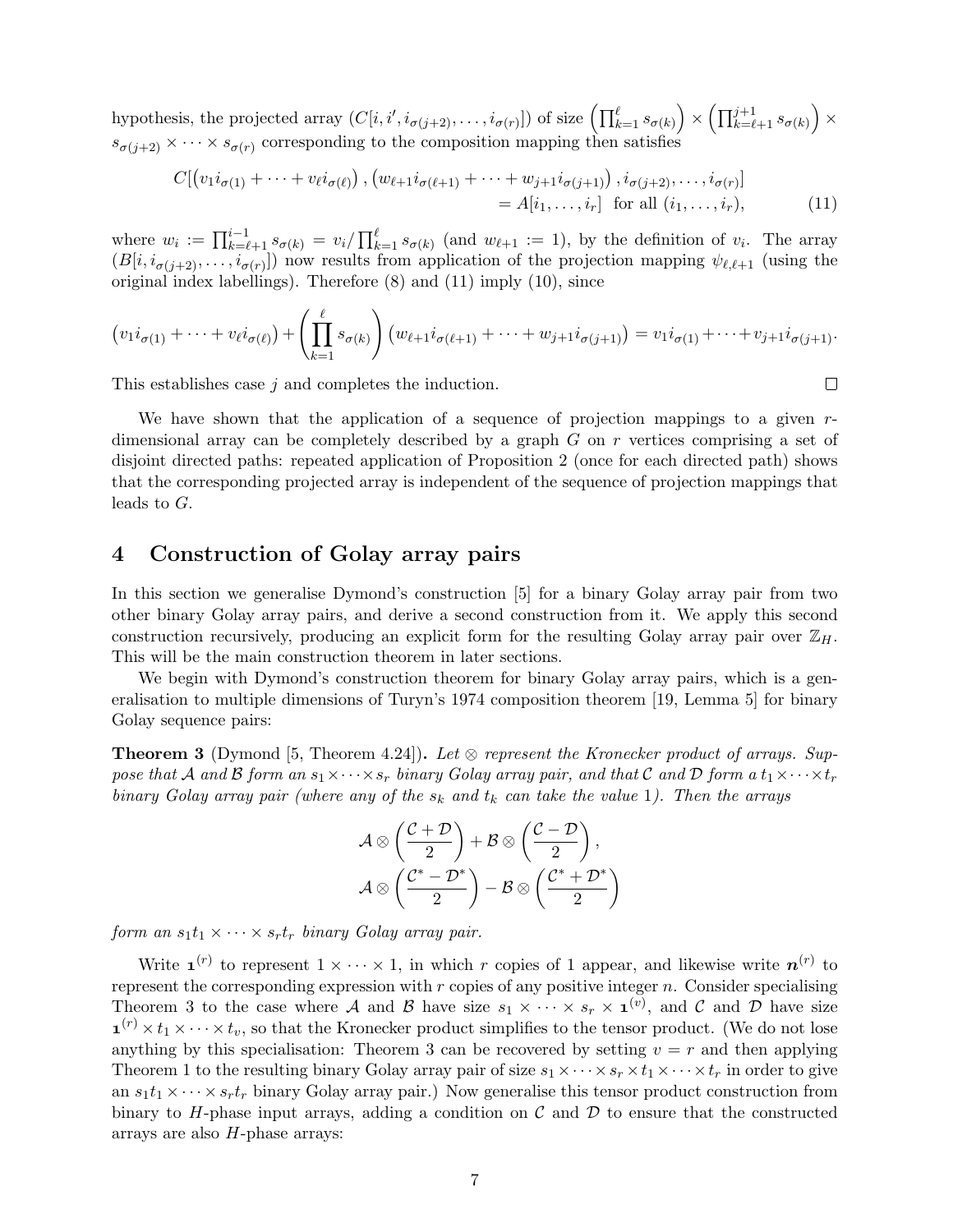hypothesis, the projected array $(C[i, i', i_{\sigma(j+2)}, \ldots, i_{\sigma(r)}])$ of size $\left(\prod_{k=1}^{\ell} s_{\sigma(k)}\right) \times \left(\prod_{k=\ell+1}^{j+1} s_{\sigma(k)}\right) \times s_{\sigma(j+2)} \times \cdots \times s_{\sigma(r)}$ corresponding to the composition mapping then satisfies

$$C[\left(v_1 i_{\sigma(1)} + \cdots + v_\ell i_{\sigma(\ell)}\right), \left(w_{\ell+1} i_{\sigma(\ell+1)} + \cdots + w_{j+1} i_{\sigma(j+1)}\right), i_{\sigma(j+2)}, \ldots, i_{\sigma(r)}] \\ = A[i_1, \ldots, i_r] \text{ for all } (i_1, \ldots, i_r), \tag{11}$$

where $w_i := \prod_{k=\ell+1}^{i-1} s_{\sigma(k)} = v_i / \prod_{k=1}^{\ell} s_{\sigma(k)}$ (and $w_{\ell+1} := 1$), by the definition of $v_i$. The array $(B[i, i_{\sigma(j+2)}, \ldots, i_{\sigma(r)}])$ now results from application of the projection mapping $\psi_{\ell,\ell+1}$ (using the original index labellings). Therefore (8) and (11) imply (10), since

$$\left(v_1 i_{\sigma(1)} + \cdots + v_\ell i_{\sigma(\ell)}\right) + \left(\prod_{k=1}^{\ell} s_{\sigma(k)}\right)\left(w_{\ell+1} i_{\sigma(\ell+1)} + \cdots + w_{j+1} i_{\sigma(j+1)}\right) = v_1 i_{\sigma(1)} + \cdots + v_{j+1} i_{\sigma(j+1)}.$$

This establishes case $j$ and completes the induction. □

We have shown that the application of a sequence of projection mappings to a given $r$-dimensional array can be completely described by a graph $G$ on $r$ vertices comprising a set of disjoint directed paths: repeated application of Proposition 2 (once for each directed path) shows that the corresponding projected array is independent of the sequence of projection mappings that leads to $G$.

## 4 Construction of Golay array pairs

In this section we generalise Dymond's construction [5] for a binary Golay array pair from two other binary Golay array pairs, and derive a second construction from it. We apply this second construction recursively, producing an explicit form for the resulting Golay array pair over $\mathbb{Z}_H$. This will be the main construction theorem in later sections.

We begin with Dymond's construction theorem for binary Golay array pairs, which is a generalisation to multiple dimensions of Turyn's 1974 composition theorem [19, Lemma 5] for binary Golay sequence pairs:

**Theorem 3** (Dymond [5, Theorem 4.24])**.** *Let $\otimes$ represent the Kronecker product of arrays. Suppose that $\mathcal{A}$ and $\mathcal{B}$ form an $s_1 \times \cdots \times s_r$ binary Golay array pair, and that $\mathcal{C}$ and $\mathcal{D}$ form a $t_1 \times \cdots \times t_r$ binary Golay array pair (where any of the $s_k$ and $t_k$ can take the value 1). Then the arrays*

$$\mathcal{A} \otimes \left(\frac{\mathcal{C} + \mathcal{D}}{2}\right) + \mathcal{B} \otimes \left(\frac{\mathcal{C} - \mathcal{D}}{2}\right),$$
$$\mathcal{A} \otimes \left(\frac{\mathcal{C}^* - \mathcal{D}^*}{2}\right) - \mathcal{B} \otimes \left(\frac{\mathcal{C}^* + \mathcal{D}^*}{2}\right)$$

*form an $s_1 t_1 \times \cdots \times s_r t_r$ binary Golay array pair.*

Write $\mathbf{1}^{(r)}$ to represent $1 \times \cdots \times 1$, in which $r$ copies of 1 appear, and likewise write $\boldsymbol{n}^{(r)}$ to represent the corresponding expression with $r$ copies of any positive integer $n$. Consider specialising Theorem 3 to the case where $\mathcal{A}$ and $\mathcal{B}$ have size $s_1 \times \cdots \times s_r \times \mathbf{1}^{(v)}$, and $\mathcal{C}$ and $\mathcal{D}$ have size $\mathbf{1}^{(r)} \times t_1 \times \cdots \times t_v$, so that the Kronecker product simplifies to the tensor product. (We do not lose anything by this specialisation: Theorem 3 can be recovered by setting $v = r$ and then applying Theorem 1 to the resulting binary Golay array pair of size $s_1 \times \cdots \times s_r \times t_1 \times \cdots \times t_r$ in order to give an $s_1 t_1 \times \cdots \times s_r t_r$ binary Golay array pair.) Now generalise this tensor product construction from binary to $H$-phase input arrays, adding a condition on $\mathcal{C}$ and $\mathcal{D}$ to ensure that the constructed arrays are also $H$-phase arrays: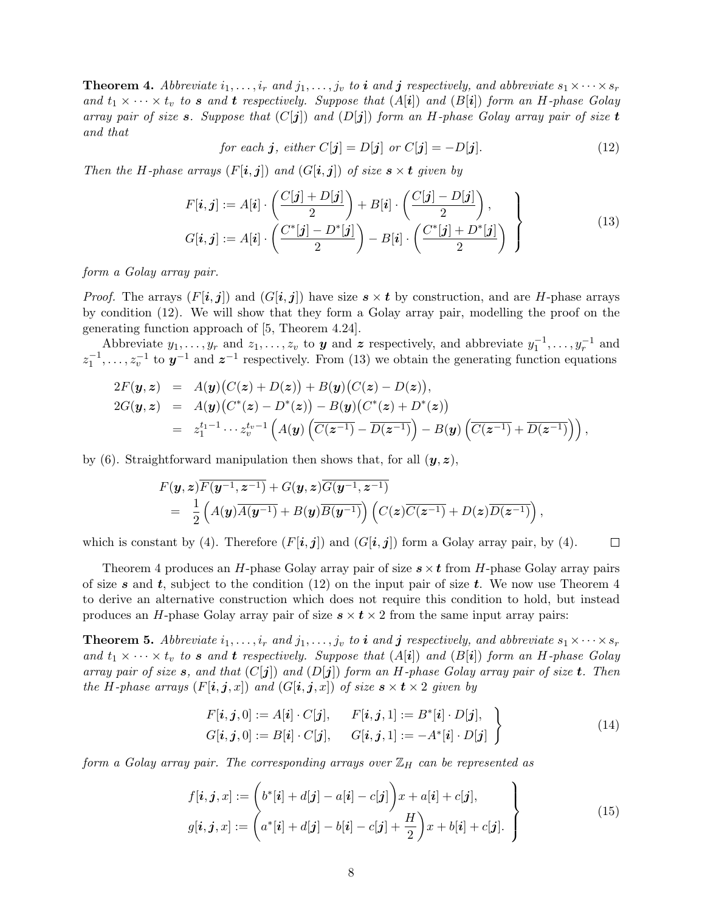**Theorem 4.** *Abbreviate $i_1, \ldots, i_r$ and $j_1, \ldots, j_v$ to $\boldsymbol{i}$ and $\boldsymbol{j}$ respectively, and abbreviate $s_1 \times \cdots \times s_r$ and $t_1 \times \cdots \times t_v$ to $\boldsymbol{s}$ and $\boldsymbol{t}$ respectively. Suppose that $(A[\boldsymbol{i}])$ and $(B[\boldsymbol{i}])$ form an $H$-phase Golay array pair of size $\boldsymbol{s}$. Suppose that $(C[\boldsymbol{j}])$ and $(D[\boldsymbol{j}])$ form an $H$-phase Golay array pair of size $\boldsymbol{t}$ and that*

$$\text{for each } \boldsymbol{j}, \text{ either } C[\boldsymbol{j}] = D[\boldsymbol{j}] \text{ or } C[\boldsymbol{j}] = -D[\boldsymbol{j}]. \tag{12}$$

*Then the $H$-phase arrays $(F[\boldsymbol{i},\boldsymbol{j}])$ and $(G[\boldsymbol{i},\boldsymbol{j}])$ of size $\boldsymbol{s} \times \boldsymbol{t}$ given by*

$$\left.\begin{aligned} F[\boldsymbol{i},\boldsymbol{j}] &:= A[\boldsymbol{i}] \cdot \left(\frac{C[\boldsymbol{j}] + D[\boldsymbol{j}]}{2}\right) + B[\boldsymbol{i}] \cdot \left(\frac{C[\boldsymbol{j}] - D[\boldsymbol{j}]}{2}\right), \\ G[\boldsymbol{i},\boldsymbol{j}] &:= A[\boldsymbol{i}] \cdot \left(\frac{C^*[\boldsymbol{j}] - D^*[\boldsymbol{j}]}{2}\right) - B[\boldsymbol{i}] \cdot \left(\frac{C^*[\boldsymbol{j}] + D^*[\boldsymbol{j}]}{2}\right) \end{aligned}\right\} \tag{13}$$

*form a Golay array pair.*

*Proof.* The arrays $(F[\boldsymbol{i},\boldsymbol{j}])$ and $(G[\boldsymbol{i},\boldsymbol{j}])$ have size $\boldsymbol{s} \times \boldsymbol{t}$ by construction, and are $H$-phase arrays by condition (12). We will show that they form a Golay array pair, modelling the proof on the generating function approach of [5, Theorem 4.24].

Abbreviate $y_1, \ldots, y_r$ and $z_1, \ldots, z_v$ to $\boldsymbol{y}$ and $\boldsymbol{z}$ respectively, and abbreviate $y_1^{-1}, \ldots, y_r^{-1}$ and $z_1^{-1}, \ldots, z_v^{-1}$ to $\boldsymbol{y}^{-1}$ and $\boldsymbol{z}^{-1}$ respectively. From (13) we obtain the generating function equations

$$\begin{aligned} 2F(\boldsymbol{y},\boldsymbol{z}) &= A(\boldsymbol{y})\big(C(\boldsymbol{z}) + D(\boldsymbol{z})\big) + B(\boldsymbol{y})\big(C(\boldsymbol{z}) - D(\boldsymbol{z})\big), \\ 2G(\boldsymbol{y},\boldsymbol{z}) &= A(\boldsymbol{y})\big(C^*(\boldsymbol{z}) - D^*(\boldsymbol{z})\big) - B(\boldsymbol{y})\big(C^*(\boldsymbol{z}) + D^*(\boldsymbol{z})\big) \\ &= z_1^{t_1-1} \cdots z_v^{t_v-1} \left( A(\boldsymbol{y}) \left( \overline{C(\boldsymbol{z}^{-1})} - \overline{D(\boldsymbol{z}^{-1})} \right) - B(\boldsymbol{y}) \left( \overline{C(\boldsymbol{z}^{-1})} + \overline{D(\boldsymbol{z}^{-1})} \right) \right), \end{aligned}$$

by (6). Straightforward manipulation then shows that, for all $(\boldsymbol{y},\boldsymbol{z})$,

$$\begin{aligned} & F(\boldsymbol{y},\boldsymbol{z})\overline{F(\boldsymbol{y}^{-1},\boldsymbol{z}^{-1})} + G(\boldsymbol{y},\boldsymbol{z})\overline{G(\boldsymbol{y}^{-1},\boldsymbol{z}^{-1})} \\ &= \frac{1}{2}\left( A(\boldsymbol{y})\overline{A(\boldsymbol{y}^{-1})} + B(\boldsymbol{y})\overline{B(\boldsymbol{y}^{-1})} \right) \left( C(\boldsymbol{z})\overline{C(\boldsymbol{z}^{-1})} + D(\boldsymbol{z})\overline{D(\boldsymbol{z}^{-1})} \right), \end{aligned}$$

which is constant by (4). Therefore $(F[\boldsymbol{i},\boldsymbol{j}])$ and $(G[\boldsymbol{i},\boldsymbol{j}])$ form a Golay array pair, by (4). $\square$

Theorem 4 produces an $H$-phase Golay array pair of size $\boldsymbol{s} \times \boldsymbol{t}$ from $H$-phase Golay array pairs of size $\boldsymbol{s}$ and $\boldsymbol{t}$, subject to the condition (12) on the input pair of size $\boldsymbol{t}$. We now use Theorem 4 to derive an alternative construction which does not require this condition to hold, but instead produces an $H$-phase Golay array pair of size $\boldsymbol{s} \times \boldsymbol{t} \times 2$ from the same input array pairs:

**Theorem 5.** *Abbreviate $i_1, \ldots, i_r$ and $j_1, \ldots, j_v$ to $\boldsymbol{i}$ and $\boldsymbol{j}$ respectively, and abbreviate $s_1 \times \cdots \times s_r$ and $t_1 \times \cdots \times t_v$ to $\boldsymbol{s}$ and $\boldsymbol{t}$ respectively. Suppose that $(A[\boldsymbol{i}])$ and $(B[\boldsymbol{i}])$ form an $H$-phase Golay array pair of size $\boldsymbol{s}$, and that $(C[\boldsymbol{j}])$ and $(D[\boldsymbol{j}])$ form an $H$-phase Golay array pair of size $\boldsymbol{t}$. Then the $H$-phase arrays $(F[\boldsymbol{i},\boldsymbol{j},x])$ and $(G[\boldsymbol{i},\boldsymbol{j},x])$ of size $\boldsymbol{s} \times \boldsymbol{t} \times 2$ given by*

$$\left.\begin{aligned} F[\boldsymbol{i},\boldsymbol{j},0] &:= A[\boldsymbol{i}] \cdot C[\boldsymbol{j}], \qquad F[\boldsymbol{i},\boldsymbol{j},1] := B^*[\boldsymbol{i}] \cdot D[\boldsymbol{j}], \\ G[\boldsymbol{i},\boldsymbol{j},0] &:= B[\boldsymbol{i}] \cdot C[\boldsymbol{j}], \qquad G[\boldsymbol{i},\boldsymbol{j},1] := -A^*[\boldsymbol{i}] \cdot D[\boldsymbol{j}] \end{aligned}\right\} \tag{14}$$

*form a Golay array pair. The corresponding arrays over $\mathbb{Z}_H$ can be represented as*

$$\left.\begin{aligned} f[\boldsymbol{i},\boldsymbol{j},x] &:= \Big( b^*[\boldsymbol{i}] + d[\boldsymbol{j}] - a[\boldsymbol{i}] - c[\boldsymbol{j}] \Big) x + a[\boldsymbol{i}] + c[\boldsymbol{j}], \\ g[\boldsymbol{i},\boldsymbol{j},x] &:= \left( a^*[\boldsymbol{i}] + d[\boldsymbol{j}] - b[\boldsymbol{i}] - c[\boldsymbol{j}] + \frac{H}{2} \right) x + b[\boldsymbol{i}] + c[\boldsymbol{j}]. \end{aligned}\right\} \tag{15}$$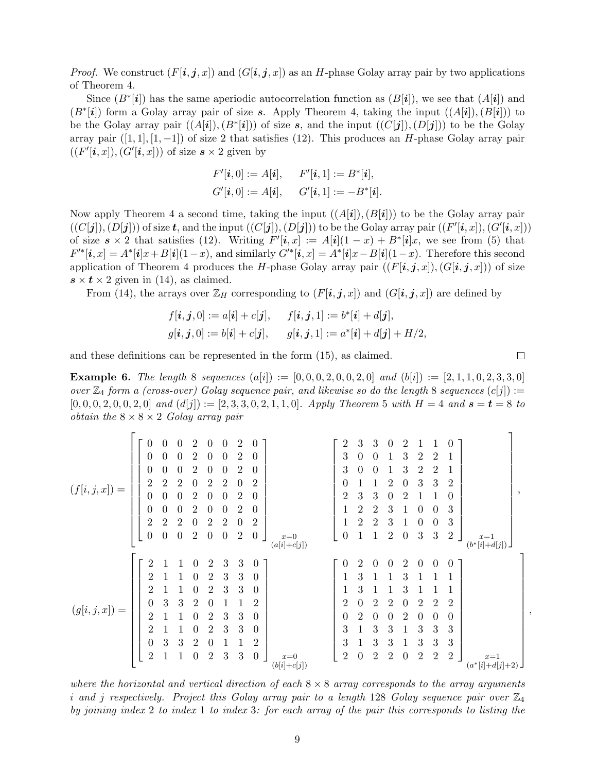*Proof.* We construct $(F[\boldsymbol{i},\boldsymbol{j},x])$ and $(G[\boldsymbol{i},\boldsymbol{j},x])$ as an $H$-phase Golay array pair by two applications of Theorem 4.

Since $(B^*[\boldsymbol{i}])$ has the same aperiodic autocorrelation function as $(B[\boldsymbol{i}])$, we see that $(A[\boldsymbol{i}])$ and $(B^*[\boldsymbol{i}])$ form a Golay array pair of size $\boldsymbol{s}$. Apply Theorem 4, taking the input $((A[\boldsymbol{i}]),(B[\boldsymbol{i}]))$ to be the Golay array pair $((A[\boldsymbol{i}]),(B^*[\boldsymbol{i}]))$ of size $\boldsymbol{s}$, and the input $((C[\boldsymbol{j}]),(D[\boldsymbol{j}]))$ to be the Golay array pair $([1,1],[1,-1])$ of size 2 that satisfies (12). This produces an $H$-phase Golay array pair $((F'[\boldsymbol{i},x]),(G'[\boldsymbol{i},x]))$ of size $\boldsymbol{s}\times 2$ given by

$$F'[\boldsymbol{i},0] := A[\boldsymbol{i}], \qquad F'[\boldsymbol{i},1] := B^*[\boldsymbol{i}],$$
$$G'[\boldsymbol{i},0] := A[\boldsymbol{i}], \qquad G'[\boldsymbol{i},1] := -B^*[\boldsymbol{i}].$$

Now apply Theorem 4 a second time, taking the input $((A[\boldsymbol{i}]),(B[\boldsymbol{i}]))$ to be the Golay array pair $((C[\boldsymbol{j}]),(D[\boldsymbol{j}]))$ of size $\boldsymbol{t}$, and the input $((C[\boldsymbol{j}]),(D[\boldsymbol{j}]))$ to be the Golay array pair $((F'[\boldsymbol{i},x]),(G'[\boldsymbol{i},x]))$ of size $\boldsymbol{s}\times 2$ that satisfies (12). Writing $F'[\boldsymbol{i},x] := A[\boldsymbol{i}](1-x)+B^*[\boldsymbol{i}]x$, we see from (5) that $F'^*[\boldsymbol{i},x] = A^*[\boldsymbol{i}]x + B[\boldsymbol{i}](1-x)$, and similarly $G'^*[\boldsymbol{i},x] = A^*[\boldsymbol{i}]x - B[\boldsymbol{i}](1-x)$. Therefore this second application of Theorem 4 produces the $H$-phase Golay array pair $((F[\boldsymbol{i},\boldsymbol{j},x]),(G[\boldsymbol{i},\boldsymbol{j},x]))$ of size $\boldsymbol{s}\times\boldsymbol{t}\times 2$ given in (14), as claimed.

From (14), the arrays over $\mathbb{Z}_H$ corresponding to $(F[\boldsymbol{i},\boldsymbol{j},x])$ and $(G[\boldsymbol{i},\boldsymbol{j},x])$ are defined by

$$f[\boldsymbol{i},\boldsymbol{j},0] := a[\boldsymbol{i}]+c[\boldsymbol{j}], \qquad f[\boldsymbol{i},\boldsymbol{j},1] := b^*[\boldsymbol{i}]+d[\boldsymbol{j}],$$
$$g[\boldsymbol{i},\boldsymbol{j},0] := b[\boldsymbol{i}]+c[\boldsymbol{j}], \qquad g[\boldsymbol{i},\boldsymbol{j},1] := a^*[\boldsymbol{i}]+d[\boldsymbol{j}]+H/2,$$

and these definitions can be represented in the form (15), as claimed. $\square$

**Example 6.** *The length 8 sequences $(a[i]) := [0,0,0,2,0,0,2,0]$ and $(b[i]) := [2,1,1,0,2,3,3,0]$ over $\mathbb{Z}_4$ form a (cross-over) Golay sequence pair, and likewise so do the length 8 sequences $(c[j]) := [0,0,0,2,0,0,2,0]$ and $(d[j]) := [2,3,3,0,2,1,1,0]$. Apply Theorem 5 with $H=4$ and $\boldsymbol{s}=\boldsymbol{t}=8$ to obtain the $8\times 8\times 2$ Golay array pair*

$$(f[i,j,x]) = \left[\underbrace{\begin{bmatrix} 0&0&0&2&0&0&2&0\\ 0&0&0&2&0&0&2&0\\ 0&0&0&2&0&0&2&0\\ 2&2&2&0&2&2&0&2\\ 0&0&0&2&0&0&2&0\\ 0&0&0&2&0&0&2&0\\ 2&2&2&0&2&2&0&2\\ 0&0&0&2&0&0&2&0 \end{bmatrix}}_{\substack{x=0\\(a[i]+c[j])}} \quad \underbrace{\begin{bmatrix} 2&3&3&0&2&1&1&0\\ 3&0&0&1&3&2&2&1\\ 3&0&0&1&3&2&2&1\\ 0&1&1&2&0&3&3&2\\ 2&3&3&0&2&1&1&0\\ 1&2&2&3&1&0&0&3\\ 1&2&2&3&1&0&0&3\\ 0&1&1&2&0&3&3&2 \end{bmatrix}}_{\substack{x=1\\(b^*[i]+d[j])}}\right],$$

$$(g[i,j,x]) = \left[\underbrace{\begin{bmatrix} 2&1&1&0&2&3&3&0\\ 2&1&1&0&2&3&3&0\\ 2&1&1&0&2&3&3&0\\ 0&3&3&2&0&1&1&2\\ 2&1&1&0&2&3&3&0\\ 2&1&1&0&2&3&3&0\\ 0&3&3&2&0&1&1&2\\ 2&1&1&0&2&3&3&0 \end{bmatrix}}_{\substack{x=0\\(b[i]+c[j])}} \quad \underbrace{\begin{bmatrix} 0&2&0&0&2&0&0&0\\ 1&3&1&1&3&1&1&1\\ 1&3&1&1&3&1&1&1\\ 2&0&2&2&0&2&2&2\\ 0&2&0&0&2&0&0&0\\ 3&1&3&3&1&3&3&3\\ 3&1&3&3&1&3&3&3\\ 2&0&2&2&0&2&2&2 \end{bmatrix}}_{\substack{x=1\\(a^*[i]+d[j]+2)}}\right],$$

*where the horizontal and vertical direction of each $8\times 8$ array corresponds to the array arguments $i$ and $j$ respectively. Project this Golay array pair to a length 128 Golay sequence pair over $\mathbb{Z}_4$ by joining index 2 to index 1 to index 3: for each array of the pair this corresponds to listing the*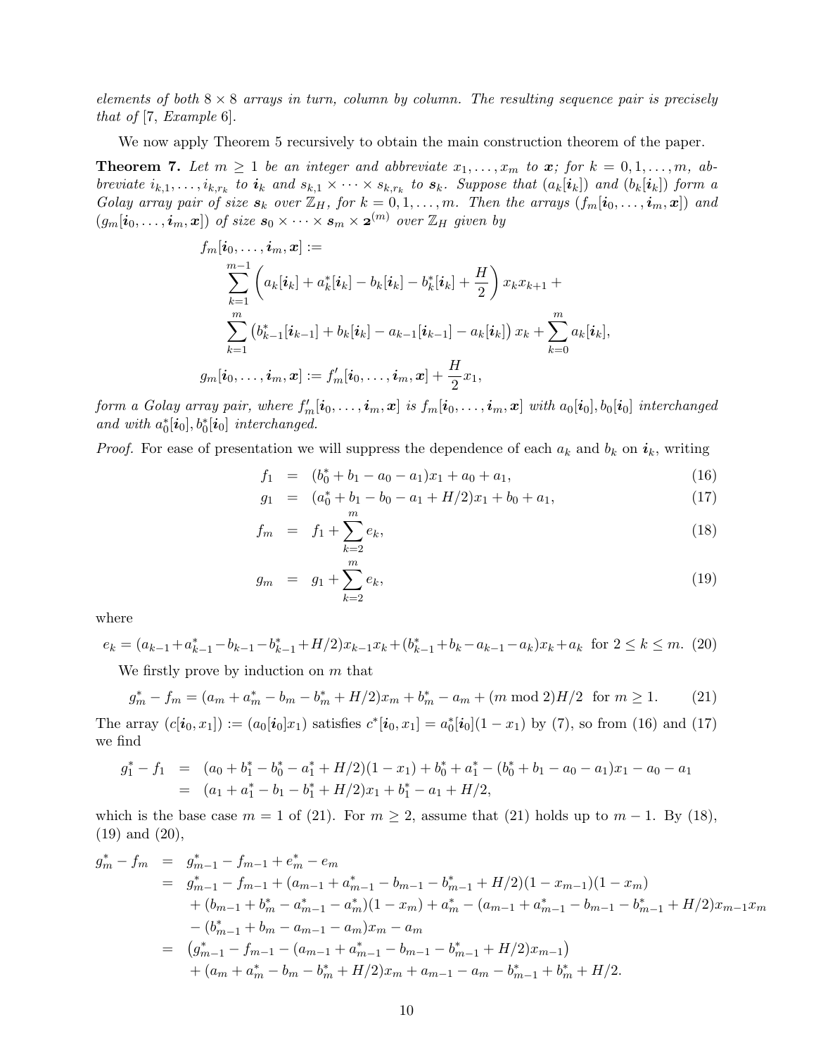*elements of both 8 × 8 arrays in turn, column by column. The resulting sequence pair is precisely that of [7, Example 6].*

We now apply Theorem 5 recursively to obtain the main construction theorem of the paper.

**Theorem 7.** *Let $m \geq 1$ be an integer and abbreviate $x_1, \dots, x_m$ to $\boldsymbol{x}$; for $k = 0, 1, \dots, m$, abbreviate $i_{k,1}, \dots, i_{k,r_k}$ to $\boldsymbol{i}_k$ and $s_{k,1} \times \cdots \times s_{k,r_k}$ to $\boldsymbol{s}_k$. Suppose that $(a_k[\boldsymbol{i}_k])$ and $(b_k[\boldsymbol{i}_k])$ form a Golay array pair of size $\boldsymbol{s}_k$ over $\mathbb{Z}_H$, for $k = 0, 1, \dots, m$. Then the arrays $(f_m[\boldsymbol{i}_0, \dots, \boldsymbol{i}_m, \boldsymbol{x}])$ and $(g_m[\boldsymbol{i}_0, \dots, \boldsymbol{i}_m, \boldsymbol{x}])$ of size $\boldsymbol{s}_0 \times \cdots \times \boldsymbol{s}_m \times \boldsymbol{2}^{(m)}$ over $\mathbb{Z}_H$ given by*

$$
\begin{aligned}
f_m[\boldsymbol{i}_0, \dots, \boldsymbol{i}_m, \boldsymbol{x}] &:= \\
&\sum_{k=1}^{m-1} \left( a_k[\boldsymbol{i}_k] + a_k^*[\boldsymbol{i}_k] - b_k[\boldsymbol{i}_k] - b_k^*[\boldsymbol{i}_k] + \frac{H}{2} \right) x_k x_{k+1} + \\
&\sum_{k=1}^{m} \left( b_{k-1}^*[\boldsymbol{i}_{k-1}] + b_k[\boldsymbol{i}_k] - a_{k-1}[\boldsymbol{i}_{k-1}] - a_k[\boldsymbol{i}_k] \right) x_k + \sum_{k=0}^{m} a_k[\boldsymbol{i}_k], \\
g_m[\boldsymbol{i}_0, \dots, \boldsymbol{i}_m, \boldsymbol{x}] &:= f_m'[\boldsymbol{i}_0, \dots, \boldsymbol{i}_m, \boldsymbol{x}] + \frac{H}{2} x_1,
\end{aligned}
$$

*form a Golay array pair, where $f_m'[\boldsymbol{i}_0, \dots, \boldsymbol{i}_m, \boldsymbol{x}]$ is $f_m[\boldsymbol{i}_0, \dots, \boldsymbol{i}_m, \boldsymbol{x}]$ with $a_0[\boldsymbol{i}_0], b_0[\boldsymbol{i}_0]$ interchanged and with $a_0^*[\boldsymbol{i}_0], b_0^*[\boldsymbol{i}_0]$ interchanged.*

*Proof.* For ease of presentation we will suppress the dependence of each $a_k$ and $b_k$ on $\boldsymbol{i}_k$, writing

$$
\begin{aligned}
f_1 &= (b_0^* + b_1 - a_0 - a_1)x_1 + a_0 + a_1, && (16)\\
g_1 &= (a_0^* + b_1 - b_0 - a_1 + H/2)x_1 + b_0 + a_1, && (17)\\
f_m &= f_1 + \sum_{k=2}^{m} e_k, && (18)\\
g_m &= g_1 + \sum_{k=2}^{m} e_k, && (19)
\end{aligned}
$$

where

$$
e_k = (a_{k-1} + a_{k-1}^* - b_{k-1} - b_{k-1}^* + H/2)x_{k-1}x_k + (b_{k-1}^* + b_k - a_{k-1} - a_k)x_k + a_k \quad \text{for } 2 \leq k \leq m. \quad (20)
$$

We firstly prove by induction on $m$ that

$$
g_m^* - f_m = (a_m + a_m^* - b_m - b_m^* + H/2)x_m + b_m^* - a_m + (m \bmod 2)H/2 \quad \text{for } m \geq 1. \quad (21)
$$

The array $(c[\boldsymbol{i}_0, x_1]) := (a_0[\boldsymbol{i}_0]x_1)$ satisfies $c^*[\boldsymbol{i}_0, x_1] = a_0^*[\boldsymbol{i}_0](1 - x_1)$ by (7), so from (16) and (17) we find

$$
\begin{aligned}
g_1^* - f_1 &= (a_0 + b_1^* - b_0^* - a_1^* + H/2)(1 - x_1) + b_0^* + a_1^* - (b_0^* + b_1 - a_0 - a_1)x_1 - a_0 - a_1 \\
&= (a_1 + a_1^* - b_1 - b_1^* + H/2)x_1 + b_1^* - a_1 + H/2,
\end{aligned}
$$

which is the base case $m = 1$ of (21). For $m \geq 2$, assume that (21) holds up to $m - 1$. By (18), (19) and (20),

$$
\begin{aligned}
g_m^* - f_m &= g_{m-1}^* - f_{m-1} + e_m^* - e_m \\
&= g_{m-1}^* - f_{m-1} + (a_{m-1} + a_{m-1}^* - b_{m-1} - b_{m-1}^* + H/2)(1 - x_{m-1})(1 - x_m) \\
&\quad + (b_{m-1} + b_m^* - a_{m-1}^* - a_m^*)(1 - x_m) + a_m^* - (a_{m-1} + a_{m-1}^* - b_{m-1} - b_{m-1}^* + H/2)x_{m-1}x_m \\
&\quad - (b_{m-1}^* + b_m - a_{m-1} - a_m)x_m - a_m \\
&= \left( g_{m-1}^* - f_{m-1} - (a_{m-1} + a_{m-1}^* - b_{m-1} - b_{m-1}^* + H/2)x_{m-1} \right) \\
&\quad + (a_m + a_m^* - b_m - b_m^* + H/2)x_m + a_{m-1} - a_m - b_{m-1}^* + b_m^* + H/2.
\end{aligned}
$$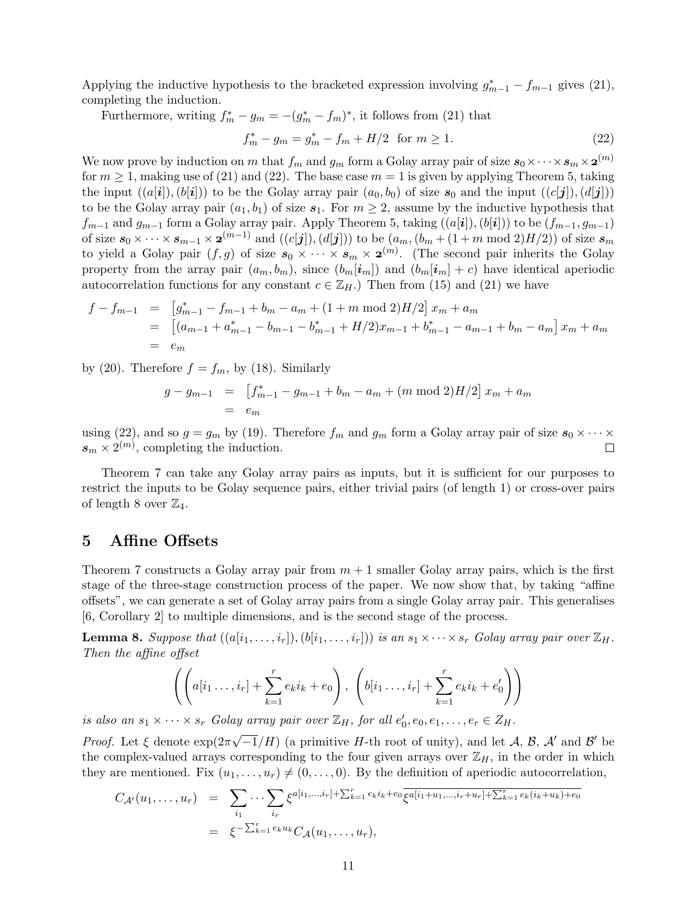Applying the inductive hypothesis to the bracketed expression involving $g^*_{m-1} - f_{m-1}$ gives (21), completing the induction.

Furthermore, writing $f^*_m - g_m = -(g^*_m - f_m)^*$, it follows from (21) that

$$f^*_m - g_m = g^*_m - f_m + H/2 \quad \text{for } m \geq 1. \tag{22}$$

We now prove by induction on $m$ that $f_m$ and $g_m$ form a Golay array pair of size $\boldsymbol{s}_0 \times \cdots \times \boldsymbol{s}_m \times \boldsymbol{2}^{(m)}$ for $m \geq 1$, making use of (21) and (22). The base case $m = 1$ is given by applying Theorem 5, taking the input $((a[\boldsymbol{i}]), (b[\boldsymbol{i}]))$ to be the Golay array pair $(a_0, b_0)$ of size $\boldsymbol{s}_0$ and the input $((c[\boldsymbol{j}]), (d[\boldsymbol{j}]))$ to be the Golay array pair $(a_1, b_1)$ of size $\boldsymbol{s}_1$. For $m \geq 2$, assume by the inductive hypothesis that $f_{m-1}$ and $g_{m-1}$ form a Golay array pair. Apply Theorem 5, taking $((a[\boldsymbol{i}]), (b[\boldsymbol{i}]))$ to be $(f_{m-1}, g_{m-1})$ of size $\boldsymbol{s}_0 \times \cdots \times \boldsymbol{s}_{m-1} \times \boldsymbol{2}^{(m-1)}$ and $((c[\boldsymbol{j}]), (d[\boldsymbol{j}]))$ to be $(a_m, (b_m + (1 + m \bmod 2)H/2))$ of size $\boldsymbol{s}_m$ to yield a Golay pair $(f, g)$ of size $\boldsymbol{s}_0 \times \cdots \times \boldsymbol{s}_m \times \boldsymbol{2}^{(m)}$. (The second pair inherits the Golay property from the array pair $(a_m, b_m)$, since $(b_m[\boldsymbol{i}_m])$ and $(b_m[\boldsymbol{i}_m] + c)$ have identical aperiodic autocorrelation functions for any constant $c \in \mathbb{Z}_H$.) Then from (15) and (21) we have

$$\begin{aligned}
f - f_{m-1} &= \left[g^*_{m-1} - f_{m-1} + b_m - a_m + (1 + m \bmod 2)H/2\right] x_m + a_m \\
&= \left[(a_{m-1} + a^*_{m-1} - b_{m-1} - b^*_{m-1} + H/2)x_{m-1} + b^*_{m-1} - a_{m-1} + b_m - a_m\right] x_m + a_m \\
&= e_m
\end{aligned}$$

by (20). Therefore $f = f_m$, by (18). Similarly

$$\begin{aligned}
g - g_{m-1} &= \left[f^*_{m-1} - g_{m-1} + b_m - a_m + (m \bmod 2)H/2\right] x_m + a_m \\
&= e_m
\end{aligned}$$

using (22), and so $g = g_m$ by (19). Therefore $f_m$ and $g_m$ form a Golay array pair of size $\boldsymbol{s}_0 \times \cdots \times \boldsymbol{s}_m \times 2^{(m)}$, completing the induction. □

Theorem 7 can take any Golay array pairs as inputs, but it is sufficient for our purposes to restrict the inputs to be Golay sequence pairs, either trivial pairs (of length 1) or cross-over pairs of length 8 over $\mathbb{Z}_4$.

## 5 Affine Offsets

Theorem 7 constructs a Golay array pair from $m+1$ smaller Golay array pairs, which is the first stage of the three-stage construction process of the paper. We now show that, by taking "affine offsets", we can generate a set of Golay array pairs from a single Golay array pair. This generalises [6, Corollary 2] to multiple dimensions, and is the second stage of the process.

**Lemma 8.** *Suppose that $((a[i_1, \ldots, i_r]), (b[i_1, \ldots, i_r]))$ is an $s_1 \times \cdots \times s_r$ Golay array pair over $\mathbb{Z}_H$. Then the affine offset*

$$\left( \left( a[i_1 \ldots, i_r] + \sum_{k=1}^{r} e_k i_k + e_0 \right), \left( b[i_1 \ldots, i_r] + \sum_{k=1}^{r} e_k i_k + e'_0 \right) \right)$$

*is also an $s_1 \times \cdots \times s_r$ Golay array pair over $\mathbb{Z}_H$, for all $e'_0, e_0, e_1, \ldots, e_r \in Z_H$.*

*Proof.* Let $\xi$ denote $\exp(2\pi\sqrt{-1}/H)$ (a primitive $H$-th root of unity), and let $\mathcal{A}$, $\mathcal{B}$, $\mathcal{A}'$ and $\mathcal{B}'$ be the complex-valued arrays corresponding to the four given arrays over $\mathbb{Z}_H$, in the order in which they are mentioned. Fix $(u_1, \ldots, u_r) \neq (0, \ldots, 0)$. By the definition of aperiodic autocorrelation,

$$\begin{aligned}
C_{\mathcal{A}'}(u_1, \ldots, u_r) &= \sum_{i_1} \cdots \sum_{i_r} \xi^{a[i_1, \ldots, i_r] + \sum_{k=1}^{r} e_k i_k + e_0} \overline{\xi^{a[i_1 + u_1, \ldots, i_r + u_r] + \sum_{k=1}^{r} e_k (i_k + u_k) + e_0}} \\
&= \xi^{-\sum_{k=1}^{r} e_k u_k} C_{\mathcal{A}}(u_1, \ldots, u_r),
\end{aligned}$$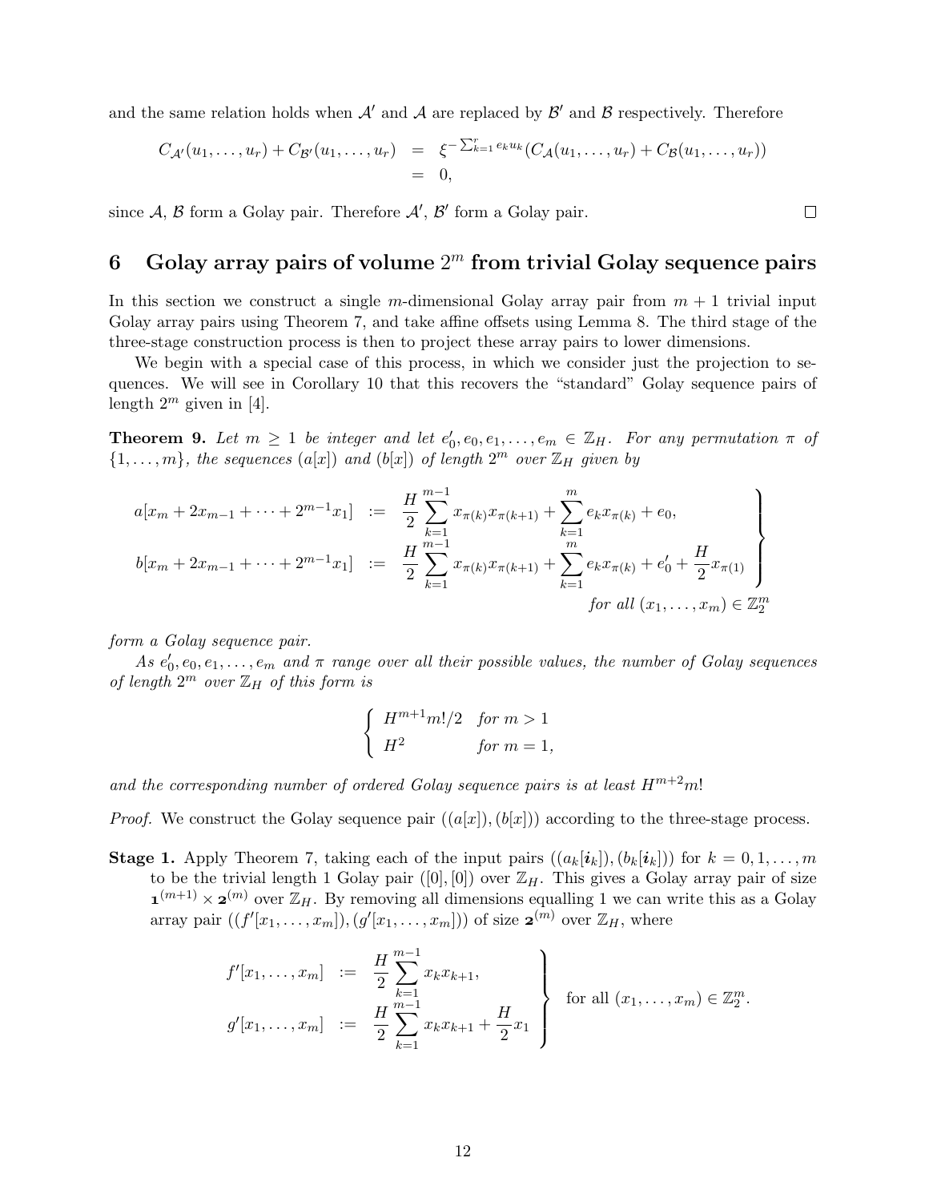and the same relation holds when $\mathcal{A}'$ and $\mathcal{A}$ are replaced by $\mathcal{B}'$ and $\mathcal{B}$ respectively. Therefore

$$
\begin{aligned}
C_{\mathcal{A}'}(u_1,\ldots,u_r) + C_{\mathcal{B}'}(u_1,\ldots,u_r) &= \xi^{-\sum_{k=1}^{r} e_k u_k}(C_{\mathcal{A}}(u_1,\ldots,u_r) + C_{\mathcal{B}}(u_1,\ldots,u_r)) \\
&= 0,
\end{aligned}
$$

since $\mathcal{A}$, $\mathcal{B}$ form a Golay pair. Therefore $\mathcal{A}'$, $\mathcal{B}'$ form a Golay pair. □

## 6 Golay array pairs of volume $2^m$ from trivial Golay sequence pairs

In this section we construct a single $m$-dimensional Golay array pair from $m+1$ trivial input Golay array pairs using Theorem 7, and take affine offsets using Lemma 8. The third stage of the three-stage construction process is then to project these array pairs to lower dimensions.

We begin with a special case of this process, in which we consider just the projection to sequences. We will see in Corollary 10 that this recovers the "standard" Golay sequence pairs of length $2^m$ given in [4].

**Theorem 9.** *Let $m \geq 1$ be integer and let $e_0', e_0, e_1, \ldots, e_m \in \mathbb{Z}_H$. For any permutation $\pi$ of $\{1,\ldots,m\}$, the sequences $(a[x])$ and $(b[x])$ of length $2^m$ over $\mathbb{Z}_H$ given by*

$$
\left.
\begin{aligned}
a[x_m + 2x_{m-1} + \cdots + 2^{m-1}x_1] &:= \frac{H}{2}\sum_{k=1}^{m-1} x_{\pi(k)}x_{\pi(k+1)} + \sum_{k=1}^{m} e_k x_{\pi(k)} + e_0, \\
b[x_m + 2x_{m-1} + \cdots + 2^{m-1}x_1] &:= \frac{H}{2}\sum_{k=1}^{m-1} x_{\pi(k)}x_{\pi(k+1)} + \sum_{k=1}^{m} e_k x_{\pi(k)} + e_0' + \frac{H}{2}x_{\pi(1)}
\end{aligned}
\right\}
\text{ for all } (x_1,\ldots,x_m) \in \mathbb{Z}_2^m
$$

*form a Golay sequence pair.*

*As $e_0', e_0, e_1, \ldots, e_m$ and $\pi$ range over all their possible values, the number of Golay sequences of length $2^m$ over $\mathbb{Z}_H$ of this form is*

$$
\begin{cases}
H^{m+1}m!/2 & \text{for } m > 1 \\
H^2 & \text{for } m = 1,
\end{cases}
$$

*and the corresponding number of ordered Golay sequence pairs is at least $H^{m+2}m!$*

*Proof.* We construct the Golay sequence pair $((a[x]),(b[x]))$ according to the three-stage process.

**Stage 1.** Apply Theorem 7, taking each of the input pairs $((a_k[\boldsymbol{i}_k]),(b_k[\boldsymbol{i}_k]))$ for $k = 0,1,\ldots,m$ to be the trivial length 1 Golay pair $([0],[0])$ over $\mathbb{Z}_H$. This gives a Golay array pair of size $\mathbf{1}^{(m+1)} \times \mathbf{2}^{(m)}$ over $\mathbb{Z}_H$. By removing all dimensions equalling 1 we can write this as a Golay array pair $((f'[x_1,\ldots,x_m]),(g'[x_1,\ldots,x_m]))$ of size $\mathbf{2}^{(m)}$ over $\mathbb{Z}_H$, where

$$
\left.
\begin{aligned}
f'[x_1,\ldots,x_m] &:= \frac{H}{2}\sum_{k=1}^{m-1} x_k x_{k+1}, \\
g'[x_1,\ldots,x_m] &:= \frac{H}{2}\sum_{k=1}^{m-1} x_k x_{k+1} + \frac{H}{2}x_1
\end{aligned}
\right\}
\text{ for all } (x_1,\ldots,x_m) \in \mathbb{Z}_2^m.
$$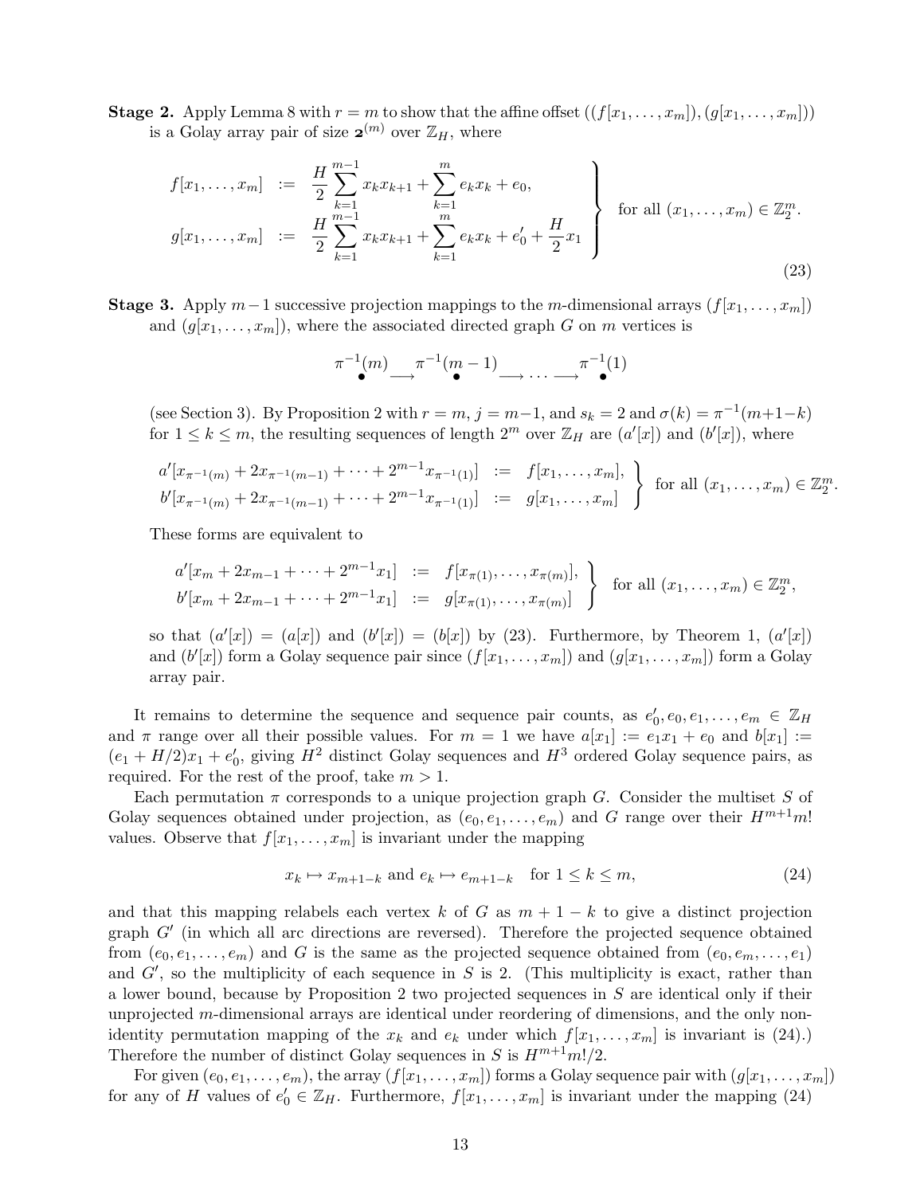**Stage 2.** Apply Lemma 8 with $r = m$ to show that the affine offset $((f[x_1, \ldots, x_m]), (g[x_1, \ldots, x_m]))$ is a Golay array pair of size $\mathbf{2}^{(m)}$ over $\mathbb{Z}_H$, where

$$
\left.
\begin{array}{rcl}
f[x_1, \ldots, x_m] & := & \dfrac{H}{2} \displaystyle\sum_{k=1}^{m-1} x_k x_{k+1} + \sum_{k=1}^{m} e_k x_k + e_0, \\
g[x_1, \ldots, x_m] & := & \dfrac{H}{2} \displaystyle\sum_{k=1}^{m-1} x_k x_{k+1} + \sum_{k=1}^{m} e_k x_k + e_0' + \dfrac{H}{2} x_1
\end{array}
\right\} \text{ for all } (x_1, \ldots, x_m) \in \mathbb{Z}_2^m. \tag{23}
$$

**Stage 3.** Apply $m-1$ successive projection mappings to the $m$-dimensional arrays $(f[x_1, \ldots, x_m])$ and $(g[x_1, \ldots, x_m])$, where the associated directed graph $G$ on $m$ vertices is

$$\pi^{-1}(m) \longrightarrow \pi^{-1}(m-1) \longrightarrow \cdots \longrightarrow \pi^{-1}(1)$$

(see Section 3). By Proposition 2 with $r = m$, $j = m-1$, and $s_k = 2$ and $\sigma(k) = \pi^{-1}(m+1-k)$ for $1 \le k \le m$, the resulting sequences of length $2^m$ over $\mathbb{Z}_H$ are $(a'[x])$ and $(b'[x])$, where

$$
\left.
\begin{array}{rcl}
a'[x_{\pi^{-1}(m)} + 2x_{\pi^{-1}(m-1)} + \cdots + 2^{m-1} x_{\pi^{-1}(1)}] & := & f[x_1, \ldots, x_m], \\
b'[x_{\pi^{-1}(m)} + 2x_{\pi^{-1}(m-1)} + \cdots + 2^{m-1} x_{\pi^{-1}(1)}] & := & g[x_1, \ldots, x_m]
\end{array}
\right\} \text{ for all } (x_1, \ldots, x_m) \in \mathbb{Z}_2^m.
$$

These forms are equivalent to

$$
\left.
\begin{array}{rcl}
a'[x_m + 2x_{m-1} + \cdots + 2^{m-1} x_1] & := & f[x_{\pi(1)}, \ldots, x_{\pi(m)}], \\
b'[x_m + 2x_{m-1} + \cdots + 2^{m-1} x_1] & := & g[x_{\pi(1)}, \ldots, x_{\pi(m)}]
\end{array}
\right\} \text{ for all } (x_1, \ldots, x_m) \in \mathbb{Z}_2^m,
$$

so that $(a'[x]) = (a[x])$ and $(b'[x]) = (b[x])$ by (23). Furthermore, by Theorem 1, $(a'[x])$ and $(b'[x])$ form a Golay sequence pair since $(f[x_1, \ldots, x_m])$ and $(g[x_1, \ldots, x_m])$ form a Golay array pair.

It remains to determine the sequence and sequence pair counts, as $e_0', e_0, e_1, \ldots, e_m \in \mathbb{Z}_H$ and $\pi$ range over all their possible values. For $m = 1$ we have $a[x_1] := e_1 x_1 + e_0$ and $b[x_1] := (e_1 + H/2)x_1 + e_0'$, giving $H^2$ distinct Golay sequences and $H^3$ ordered Golay sequence pairs, as required. For the rest of the proof, take $m > 1$.

Each permutation $\pi$ corresponds to a unique projection graph $G$. Consider the multiset $S$ of Golay sequences obtained under projection, as $(e_0, e_1, \ldots, e_m)$ and $G$ range over their $H^{m+1} m!$ values. Observe that $f[x_1, \ldots, x_m]$ is invariant under the mapping

$$x_k \mapsto x_{m+1-k} \text{ and } e_k \mapsto e_{m+1-k} \quad \text{for } 1 \le k \le m, \tag{24}$$

and that this mapping relabels each vertex $k$ of $G$ as $m + 1 - k$ to give a distinct projection graph $G'$ (in which all arc directions are reversed). Therefore the projected sequence obtained from $(e_0, e_1, \ldots, e_m)$ and $G$ is the same as the projected sequence obtained from $(e_0, e_m, \ldots, e_1)$ and $G'$, so the multiplicity of each sequence in $S$ is 2. (This multiplicity is exact, rather than a lower bound, because by Proposition 2 two projected sequences in $S$ are identical only if their unprojected $m$-dimensional arrays are identical under reordering of dimensions, and the only non-identity permutation mapping of the $x_k$ and $e_k$ under which $f[x_1, \ldots, x_m]$ is invariant is (24).) Therefore the number of distinct Golay sequences in $S$ is $H^{m+1} m!/2$.

For given $(e_0, e_1, \ldots, e_m)$, the array $(f[x_1, \ldots, x_m])$ forms a Golay sequence pair with $(g[x_1, \ldots, x_m])$ for any of $H$ values of $e_0' \in \mathbb{Z}_H$. Furthermore, $f[x_1, \ldots, x_m]$ is invariant under the mapping (24)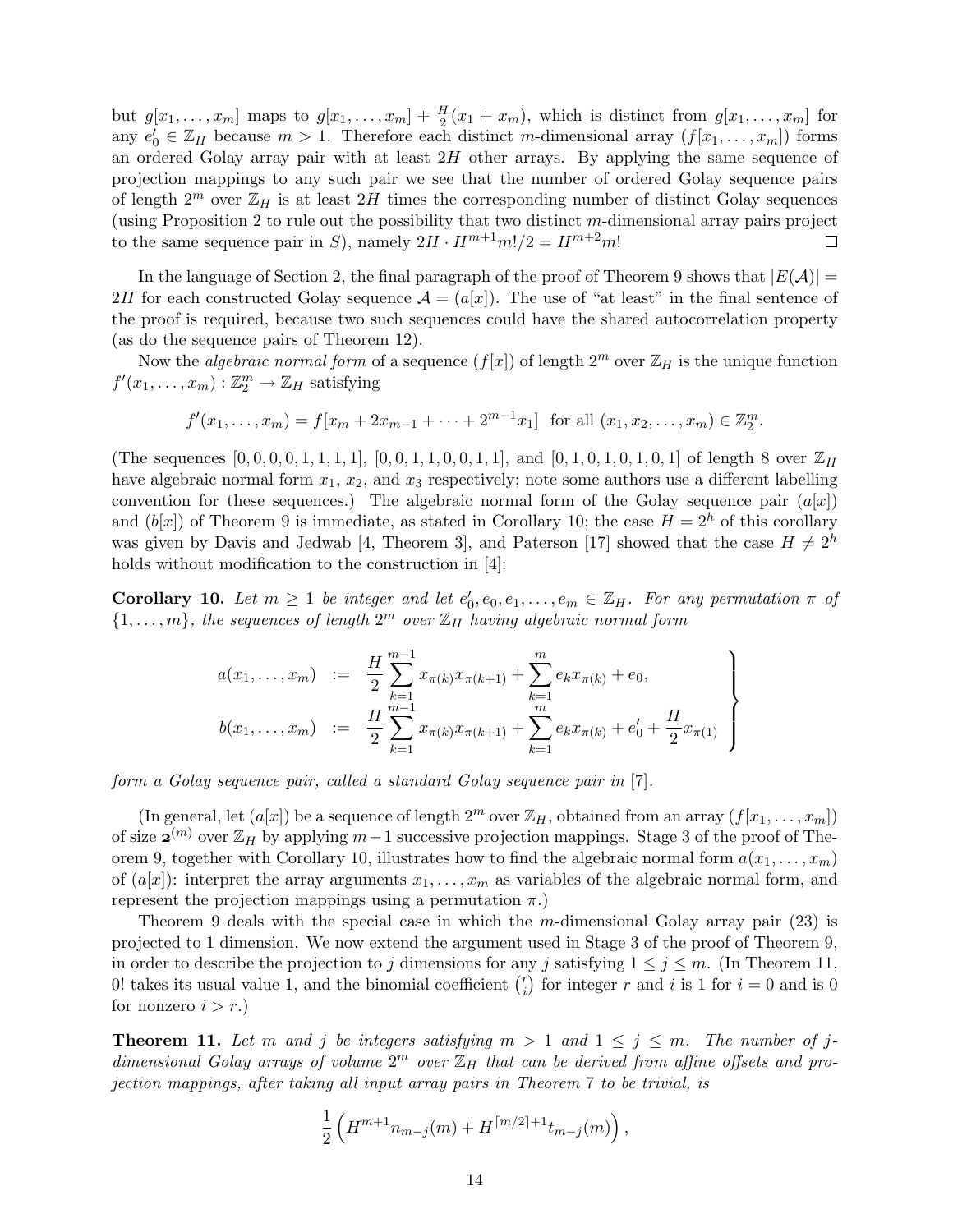but $g[x_1,\ldots,x_m]$ maps to $g[x_1,\ldots,x_m] + \frac{H}{2}(x_1 + x_m)$, which is distinct from $g[x_1,\ldots,x_m]$ for any $e_0' \in \mathbb{Z}_H$ because $m > 1$. Therefore each distinct $m$-dimensional array $(f[x_1,\ldots,x_m])$ forms an ordered Golay array pair with at least $2H$ other arrays. By applying the same sequence of projection mappings to any such pair we see that the number of ordered Golay sequence pairs of length $2^m$ over $\mathbb{Z}_H$ is at least $2H$ times the corresponding number of distinct Golay sequences (using Proposition 2 to rule out the possibility that two distinct $m$-dimensional array pairs project to the same sequence pair in $S$), namely $2H \cdot H^{m+1}m!/2 = H^{m+2}m!$ □

In the language of Section 2, the final paragraph of the proof of Theorem 9 shows that $|E(\mathcal{A})| = 2H$ for each constructed Golay sequence $\mathcal{A} = (a[x])$. The use of "at least" in the final sentence of the proof is required, because two such sequences could have the shared autocorrelation property (as do the sequence pairs of Theorem 12).

Now the *algebraic normal form* of a sequence $(f[x])$ of length $2^m$ over $\mathbb{Z}_H$ is the unique function $f'(x_1,\ldots,x_m) : \mathbb{Z}_2^m \to \mathbb{Z}_H$ satisfying

$$f'(x_1,\ldots,x_m) = f[x_m + 2x_{m-1} + \cdots + 2^{m-1}x_1] \text{ for all } (x_1,x_2,\ldots,x_m) \in \mathbb{Z}_2^m.$$

(The sequences $[0,0,0,0,1,1,1,1]$, $[0,0,1,1,0,0,1,1]$, and $[0,1,0,1,0,1,0,1]$ of length 8 over $\mathbb{Z}_H$ have algebraic normal form $x_1$, $x_2$, and $x_3$ respectively; note some authors use a different labelling convention for these sequences.) The algebraic normal form of the Golay sequence pair $(a[x])$ and $(b[x])$ of Theorem 9 is immediate, as stated in Corollary 10; the case $H = 2^h$ of this corollary was given by Davis and Jedwab [4, Theorem 3], and Paterson [17] showed that the case $H \neq 2^h$ holds without modification to the construction in [4]:

**Corollary 10.** *Let $m \geq 1$ be integer and let $e_0', e_0, e_1, \ldots, e_m \in \mathbb{Z}_H$. For any permutation $\pi$ of $\{1,\ldots,m\}$, the sequences of length $2^m$ over $\mathbb{Z}_H$ having algebraic normal form*

$$\left.\begin{aligned} a(x_1,\ldots,x_m) &:= \frac{H}{2}\sum_{k=1}^{m-1} x_{\pi(k)}x_{\pi(k+1)} + \sum_{k=1}^{m} e_k x_{\pi(k)} + e_0, \\ b(x_1,\ldots,x_m) &:= \frac{H}{2}\sum_{k=1}^{m-1} x_{\pi(k)}x_{\pi(k+1)} + \sum_{k=1}^{m} e_k x_{\pi(k)} + e_0' + \frac{H}{2}x_{\pi(1)} \end{aligned}\right\}$$

*form a Golay sequence pair, called a standard Golay sequence pair in* [7].

(In general, let $(a[x])$ be a sequence of length $2^m$ over $\mathbb{Z}_H$, obtained from an array $(f[x_1,\ldots,x_m])$ of size $\mathbf{2}^{(m)}$ over $\mathbb{Z}_H$ by applying $m-1$ successive projection mappings. Stage 3 of the proof of Theorem 9, together with Corollary 10, illustrates how to find the algebraic normal form $a(x_1,\ldots,x_m)$ of $(a[x])$: interpret the array arguments $x_1,\ldots,x_m$ as variables of the algebraic normal form, and represent the projection mappings using a permutation $\pi$.)

Theorem 9 deals with the special case in which the $m$-dimensional Golay array pair (23) is projected to 1 dimension. We now extend the argument used in Stage 3 of the proof of Theorem 9, in order to describe the projection to $j$ dimensions for any $j$ satisfying $1 \leq j \leq m$. (In Theorem 11, $0!$ takes its usual value 1, and the binomial coefficient $\binom{r}{i}$ for integer $r$ and $i$ is 1 for $i = 0$ and is 0 for nonzero $i > r$.)

**Theorem 11.** *Let $m$ and $j$ be integers satisfying $m > 1$ and $1 \leq j \leq m$. The number of $j$-dimensional Golay arrays of volume $2^m$ over $\mathbb{Z}_H$ that can be derived from affine offsets and projection mappings, after taking all input array pairs in Theorem 7 to be trivial, is*

$$\frac{1}{2}\left(H^{m+1}n_{m-j}(m) + H^{\lceil m/2\rceil+1}t_{m-j}(m)\right),$$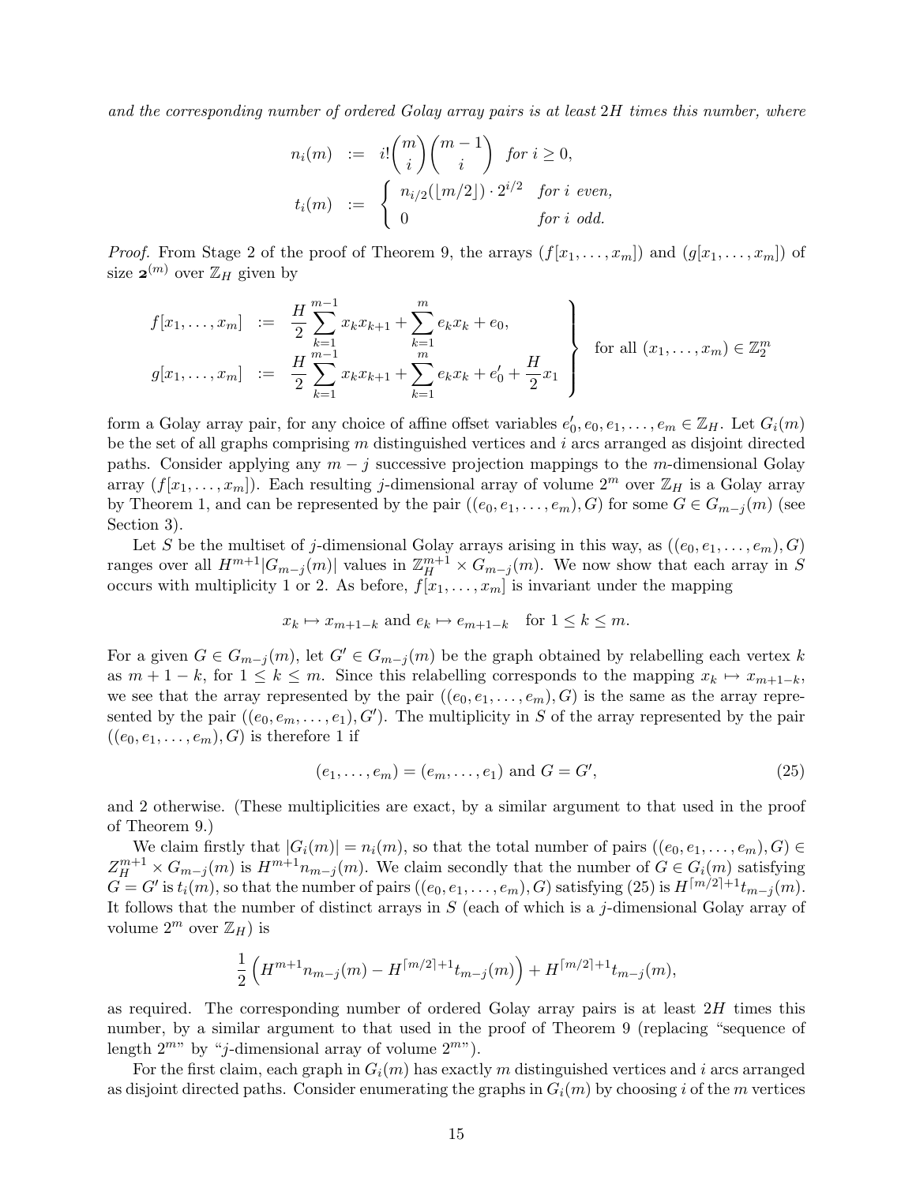*and the corresponding number of ordered Golay array pairs is at least $2H$ times this number, where*

$$
\begin{aligned}
n_i(m) &:= i!\binom{m}{i}\binom{m-1}{i} \quad \textit{for } i \geq 0, \\
t_i(m) &:= \begin{cases} n_{i/2}(\lfloor m/2 \rfloor) \cdot 2^{i/2} & \textit{for } i \textit{ even,} \\ 0 & \textit{for } i \textit{ odd.} \end{cases}
\end{aligned}
$$

*Proof.* From Stage 2 of the proof of Theorem 9, the arrays $(f[x_1, \ldots, x_m])$ and $(g[x_1, \ldots, x_m])$ of size $\mathbf{2}^{(m)}$ over $\mathbb{Z}_H$ given by

$$
\left.
\begin{aligned}
f[x_1, \ldots, x_m] &:= \frac{H}{2}\sum_{k=1}^{m-1} x_k x_{k+1} + \sum_{k=1}^{m} e_k x_k + e_0, \\
g[x_1, \ldots, x_m] &:= \frac{H}{2}\sum_{k=1}^{m-1} x_k x_{k+1} + \sum_{k=1}^{m} e_k x_k + e_0' + \frac{H}{2} x_1
\end{aligned}
\right\} \quad \text{for all } (x_1, \ldots, x_m) \in \mathbb{Z}_2^m
$$

form a Golay array pair, for any choice of affine offset variables $e_0', e_0, e_1, \ldots, e_m \in \mathbb{Z}_H$. Let $G_i(m)$ be the set of all graphs comprising $m$ distinguished vertices and $i$ arcs arranged as disjoint directed paths. Consider applying any $m - j$ successive projection mappings to the $m$-dimensional Golay array $(f[x_1, \ldots, x_m])$. Each resulting $j$-dimensional array of volume $2^m$ over $\mathbb{Z}_H$ is a Golay array by Theorem 1, and can be represented by the pair $((e_0, e_1, \ldots, e_m), G)$ for some $G \in G_{m-j}(m)$ (see Section 3).

Let $S$ be the multiset of $j$-dimensional Golay arrays arising in this way, as $((e_0, e_1, \ldots, e_m), G)$ ranges over all $H^{m+1}|G_{m-j}(m)|$ values in $\mathbb{Z}_H^{m+1} \times G_{m-j}(m)$. We now show that each array in $S$ occurs with multiplicity 1 or 2. As before, $f[x_1, \ldots, x_m]$ is invariant under the mapping

$$
x_k \mapsto x_{m+1-k} \text{ and } e_k \mapsto e_{m+1-k} \quad \text{for } 1 \leq k \leq m.
$$

For a given $G \in G_{m-j}(m)$, let $G' \in G_{m-j}(m)$ be the graph obtained by relabelling each vertex $k$ as $m + 1 - k$, for $1 \leq k \leq m$. Since this relabelling corresponds to the mapping $x_k \mapsto x_{m+1-k}$, we see that the array represented by the pair $((e_0, e_1, \ldots, e_m), G)$ is the same as the array represented by the pair $((e_0, e_m, \ldots, e_1), G')$. The multiplicity in $S$ of the array represented by the pair $((e_0, e_1, \ldots, e_m), G)$ is therefore 1 if

$$
(e_1, \ldots, e_m) = (e_m, \ldots, e_1) \text{ and } G = G', \tag{25}
$$

and 2 otherwise. (These multiplicities are exact, by a similar argument to that used in the proof of Theorem 9.)

We claim firstly that $|G_i(m)| = n_i(m)$, so that the total number of pairs $((e_0, e_1, \ldots, e_m), G) \in Z_H^{m+1} \times G_{m-j}(m)$ is $H^{m+1} n_{m-j}(m)$. We claim secondly that the number of $G \in G_i(m)$ satisfying $G = G'$ is $t_i(m)$, so that the number of pairs $((e_0, e_1, \ldots, e_m), G)$ satisfying (25) is $H^{\lceil m/2 \rceil + 1} t_{m-j}(m)$. It follows that the number of distinct arrays in $S$ (each of which is a $j$-dimensional Golay array of volume $2^m$ over $\mathbb{Z}_H$) is

$$
\frac{1}{2}\left(H^{m+1} n_{m-j}(m) - H^{\lceil m/2 \rceil + 1} t_{m-j}(m)\right) + H^{\lceil m/2 \rceil + 1} t_{m-j}(m),
$$

as required. The corresponding number of ordered Golay array pairs is at least $2H$ times this number, by a similar argument to that used in the proof of Theorem 9 (replacing "sequence of length $2^m$" by "$j$-dimensional array of volume $2^m$").

For the first claim, each graph in $G_i(m)$ has exactly $m$ distinguished vertices and $i$ arcs arranged as disjoint directed paths. Consider enumerating the graphs in $G_i(m)$ by choosing $i$ of the $m$ vertices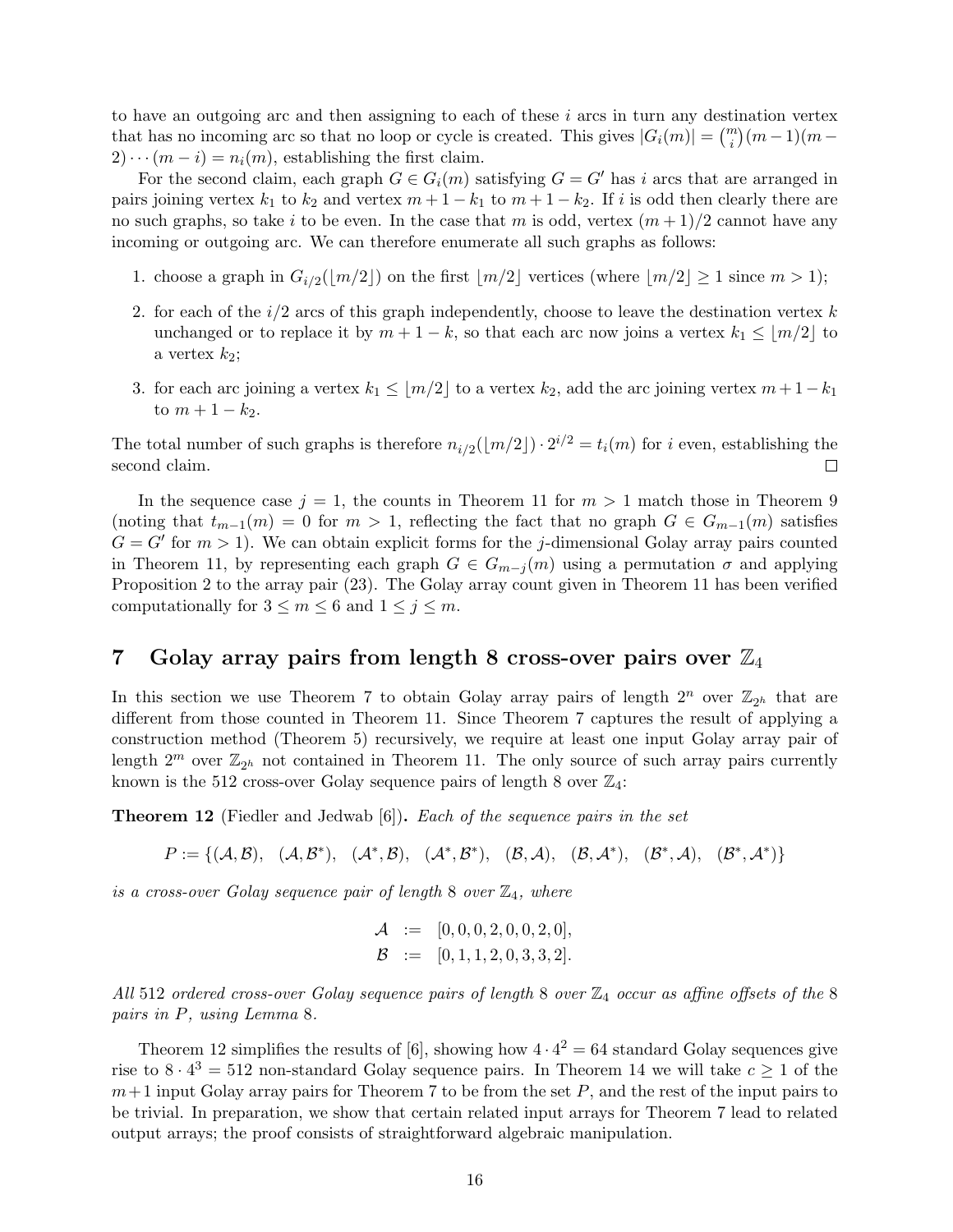to have an outgoing arc and then assigning to each of these $i$ arcs in turn any destination vertex that has no incoming arc so that no loop or cycle is created. This gives $|G_i(m)| = \binom{m}{i}(m-1)(m-2)\cdots(m-i) = n_i(m)$, establishing the first claim.

For the second claim, each graph $G \in G_i(m)$ satisfying $G = G'$ has $i$ arcs that are arranged in pairs joining vertex $k_1$ to $k_2$ and vertex $m+1-k_1$ to $m+1-k_2$. If $i$ is odd then clearly there are no such graphs, so take $i$ to be even. In the case that $m$ is odd, vertex $(m+1)/2$ cannot have any incoming or outgoing arc. We can therefore enumerate all such graphs as follows:

1. choose a graph in $G_{i/2}(\lfloor m/2 \rfloor)$ on the first $\lfloor m/2 \rfloor$ vertices (where $\lfloor m/2 \rfloor \geq 1$ since $m > 1$);
2. for each of the $i/2$ arcs of this graph independently, choose to leave the destination vertex $k$ unchanged or to replace it by $m+1-k$, so that each arc now joins a vertex $k_1 \leq \lfloor m/2 \rfloor$ to a vertex $k_2$;
3. for each arc joining a vertex $k_1 \leq \lfloor m/2 \rfloor$ to a vertex $k_2$, add the arc joining vertex $m+1-k_1$ to $m+1-k_2$.

The total number of such graphs is therefore $n_{i/2}(\lfloor m/2 \rfloor) \cdot 2^{i/2} = t_i(m)$ for $i$ even, establishing the second claim. $\square$

In the sequence case $j = 1$, the counts in Theorem 11 for $m > 1$ match those in Theorem 9 (noting that $t_{m-1}(m) = 0$ for $m > 1$, reflecting the fact that no graph $G \in G_{m-1}(m)$ satisfies $G = G'$ for $m > 1$). We can obtain explicit forms for the $j$-dimensional Golay array pairs counted in Theorem 11, by representing each graph $G \in G_{m-j}(m)$ using a permutation $\sigma$ and applying Proposition 2 to the array pair (23). The Golay array count given in Theorem 11 has been verified computationally for $3 \leq m \leq 6$ and $1 \leq j \leq m$.

## 7 Golay array pairs from length 8 cross-over pairs over $\mathbb{Z}_4$

In this section we use Theorem 7 to obtain Golay array pairs of length $2^n$ over $\mathbb{Z}_{2^h}$ that are different from those counted in Theorem 11. Since Theorem 7 captures the result of applying a construction method (Theorem 5) recursively, we require at least one input Golay array pair of length $2^m$ over $\mathbb{Z}_{2^h}$ not contained in Theorem 11. The only source of such array pairs currently known is the 512 cross-over Golay sequence pairs of length 8 over $\mathbb{Z}_4$:

**Theorem 12** (Fiedler and Jedwab [6])**.** *Each of the sequence pairs in the set*

$$P := \{(\mathcal{A}, \mathcal{B}),\ (\mathcal{A}, \mathcal{B}^*),\ (\mathcal{A}^*, \mathcal{B}),\ (\mathcal{A}^*, \mathcal{B}^*),\ (\mathcal{B}, \mathcal{A}),\ (\mathcal{B}, \mathcal{A}^*),\ (\mathcal{B}^*, \mathcal{A}),\ (\mathcal{B}^*, \mathcal{A}^*)\}$$

*is a cross-over Golay sequence pair of length* 8 *over* $\mathbb{Z}_4$*, where*

$$\begin{aligned}
\mathcal{A} &:= [0,0,0,2,0,0,2,0], \\
\mathcal{B} &:= [0,1,1,2,0,3,3,2].
\end{aligned}$$

*All* 512 *ordered cross-over Golay sequence pairs of length* 8 *over* $\mathbb{Z}_4$ *occur as affine offsets of the* 8 *pairs in* $P$*, using Lemma* 8*.*

Theorem 12 simplifies the results of [6], showing how $4 \cdot 4^2 = 64$ standard Golay sequences give rise to $8 \cdot 4^3 = 512$ non-standard Golay sequence pairs. In Theorem 14 we will take $c \geq 1$ of the $m+1$ input Golay array pairs for Theorem 7 to be from the set $P$, and the rest of the input pairs to be trivial. In preparation, we show that certain related input arrays for Theorem 7 lead to related output arrays; the proof consists of straightforward algebraic manipulation.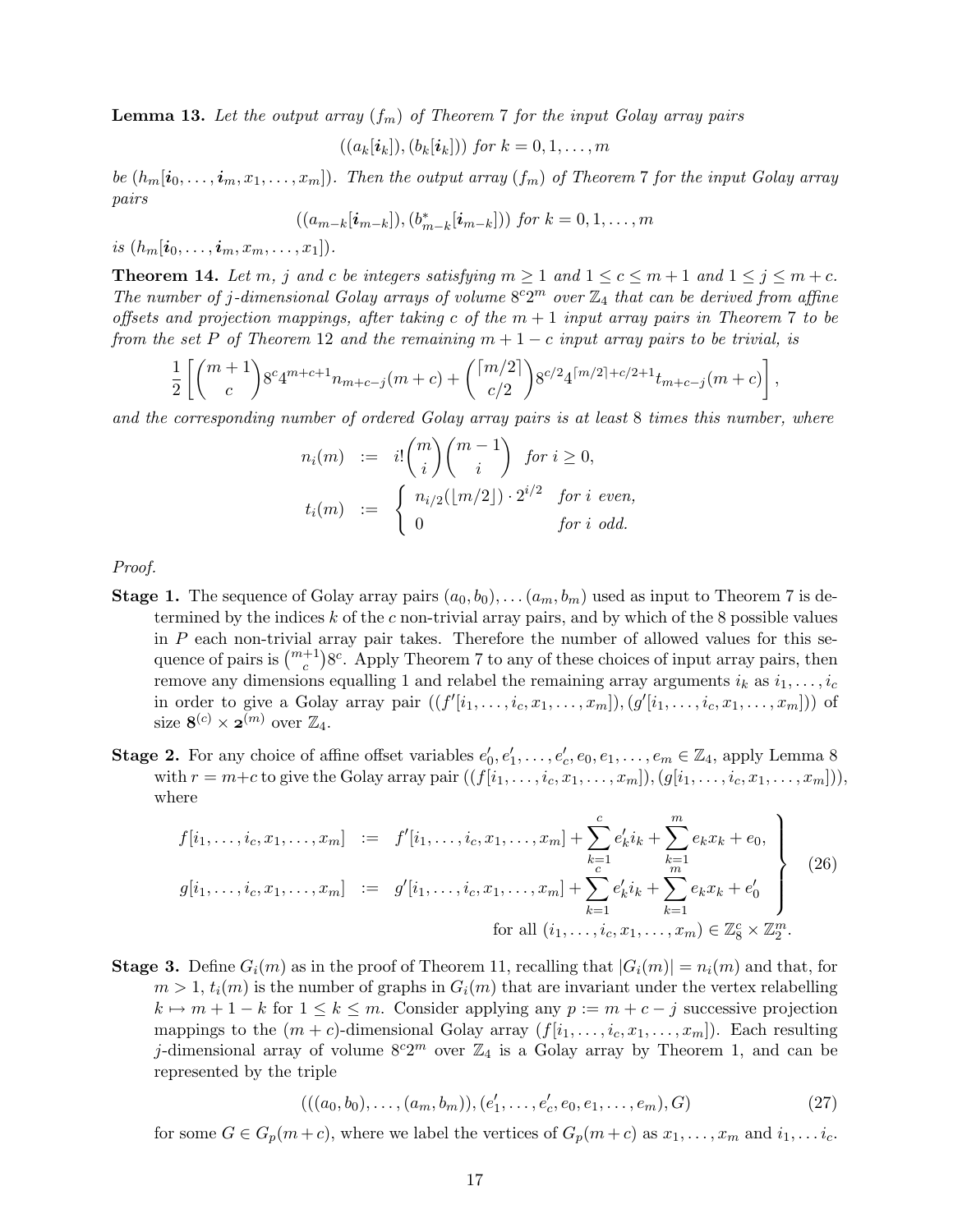**Lemma 13.** *Let the output array $(f_m)$ of Theorem 7 for the input Golay array pairs*

$$((a_k[\boldsymbol{i}_k]), (b_k[\boldsymbol{i}_k])) \text{ for } k = 0, 1, \ldots, m$$

*be $(h_m[\boldsymbol{i}_0, \ldots, \boldsymbol{i}_m, x_1, \ldots, x_m])$. Then the output array $(f_m)$ of Theorem 7 for the input Golay array pairs*

$$((a_{m-k}[\boldsymbol{i}_{m-k}]), (b^*_{m-k}[\boldsymbol{i}_{m-k}])) \text{ for } k = 0, 1, \ldots, m$$

*is $(h_m[\boldsymbol{i}_0, \ldots, \boldsymbol{i}_m, x_m, \ldots, x_1])$.*

**Theorem 14.** *Let $m$, $j$ and $c$ be integers satisfying $m \geq 1$ and $1 \leq c \leq m+1$ and $1 \leq j \leq m+c$. The number of $j$-dimensional Golay arrays of volume $8^c 2^m$ over $\mathbb{Z}_4$ that can be derived from affine offsets and projection mappings, after taking $c$ of the $m+1$ input array pairs in Theorem 7 to be from the set $P$ of Theorem 12 and the remaining $m+1-c$ input array pairs to be trivial, is*

$$\frac{1}{2}\left[\binom{m+1}{c} 8^c 4^{m+c+1} n_{m+c-j}(m+c) + \binom{\lceil m/2 \rceil}{c/2} 8^{c/2} 4^{\lceil m/2 \rceil + c/2 + 1} t_{m+c-j}(m+c)\right],$$

*and the corresponding number of ordered Golay array pairs is at least 8 times this number, where*

$$\begin{aligned} n_i(m) &:= i! \binom{m}{i}\binom{m-1}{i} \quad \text{for } i \geq 0, \\ t_i(m) &:= \begin{cases} n_{i/2}(\lfloor m/2 \rfloor) \cdot 2^{i/2} & \text{for } i \text{ even,} \\ 0 & \text{for } i \text{ odd.} \end{cases} \end{aligned}$$

*Proof.*

**Stage 1.** The sequence of Golay array pairs $(a_0, b_0), \ldots (a_m, b_m)$ used as input to Theorem 7 is determined by the indices $k$ of the $c$ non-trivial array pairs, and by which of the 8 possible values in $P$ each non-trivial array pair takes. Therefore the number of allowed values for this sequence of pairs is $\binom{m+1}{c} 8^c$. Apply Theorem 7 to any of these choices of input array pairs, then remove any dimensions equalling 1 and relabel the remaining array arguments $i_k$ as $i_1, \ldots, i_c$ in order to give a Golay array pair $((f'[i_1, \ldots, i_c, x_1, \ldots, x_m]), (g'[i_1, \ldots, i_c, x_1, \ldots, x_m]))$ of size $\mathbf{8}^{(c)} \times \mathbf{2}^{(m)}$ over $\mathbb{Z}_4$.

**Stage 2.** For any choice of affine offset variables $e'_0, e'_1, \ldots, e'_c, e_0, e_1, \ldots, e_m \in \mathbb{Z}_4$, apply Lemma 8 with $r = m+c$ to give the Golay array pair $((f[i_1, \ldots, i_c, x_1, \ldots, x_m]), (g[i_1, \ldots, i_c, x_1, \ldots, x_m]))$, where

$$\left.\begin{aligned} f[i_1, \ldots, i_c, x_1, \ldots, x_m] &:= f'[i_1, \ldots, i_c, x_1, \ldots, x_m] + \sum_{k=1}^{c} e'_k i_k + \sum_{k=1}^{m} e_k x_k + e_0, \\ g[i_1, \ldots, i_c, x_1, \ldots, x_m] &:= g'[i_1, \ldots, i_c, x_1, \ldots, x_m] + \sum_{k=1}^{c} e'_k i_k + \sum_{k=1}^{m} e_k x_k + e'_0 \end{aligned}\right\} \quad (26)$$

for all $(i_1, \ldots, i_c, x_1, \ldots, x_m) \in \mathbb{Z}_8^c \times \mathbb{Z}_2^m$.

**Stage 3.** Define $G_i(m)$ as in the proof of Theorem 11, recalling that $|G_i(m)| = n_i(m)$ and that, for $m > 1$, $t_i(m)$ is the number of graphs in $G_i(m)$ that are invariant under the vertex relabelling $k \mapsto m+1-k$ for $1 \leq k \leq m$. Consider applying any $p := m+c-j$ successive projection mappings to the $(m+c)$-dimensional Golay array $(f[i_1, \ldots, i_c, x_1, \ldots, x_m])$. Each resulting $j$-dimensional array of volume $8^c 2^m$ over $\mathbb{Z}_4$ is a Golay array by Theorem 1, and can be represented by the triple

$$(((a_0, b_0), \ldots, (a_m, b_m)), (e'_1, \ldots, e'_c, e_0, e_1, \ldots, e_m), G) \quad (27)$$

for some $G \in G_p(m+c)$, where we label the vertices of $G_p(m+c)$ as $x_1, \ldots, x_m$ and $i_1, \ldots i_c$.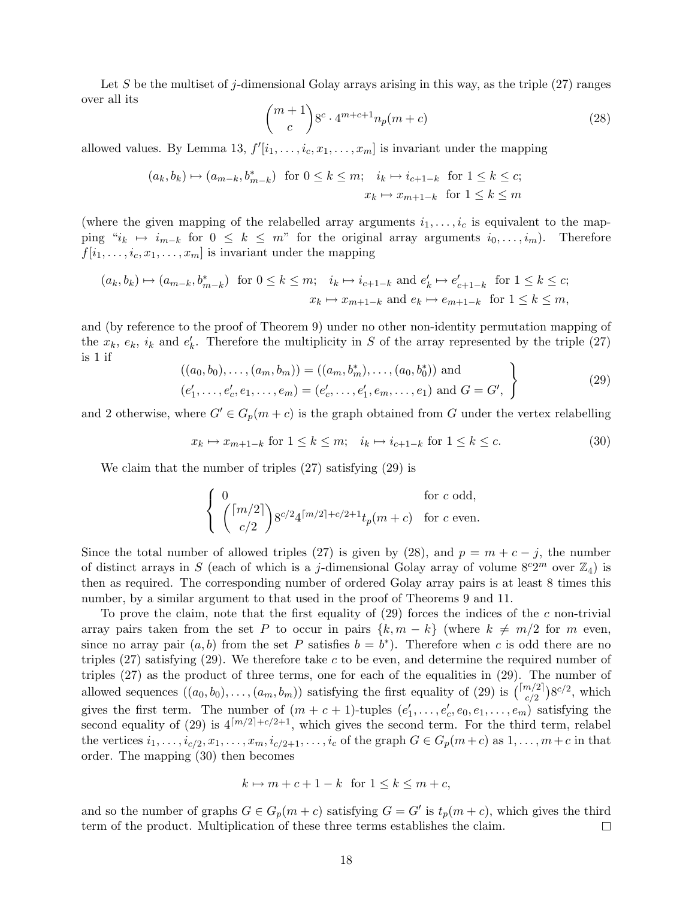Let $S$ be the multiset of $j$-dimensional Golay arrays arising in this way, as the triple (27) ranges over all its

$$\binom{m+1}{c} 8^c \cdot 4^{m+c+1} n_p(m+c) \tag{28}$$

allowed values. By Lemma 13, $f'[i_1, \ldots, i_c, x_1, \ldots, x_m]$ is invariant under the mapping

$$\begin{aligned} (a_k, b_k) \mapsto (a_{m-k}, b^*_{m-k}) \ \text{ for } 0 \le k \le m; \quad & i_k \mapsto i_{c+1-k} \ \text{ for } 1 \le k \le c; \\ & x_k \mapsto x_{m+1-k} \ \text{ for } 1 \le k \le m \end{aligned}$$

(where the given mapping of the relabelled array arguments $i_1, \ldots, i_c$ is equivalent to the mapping "$i_k \mapsto i_{m-k}$ for $0 \le k \le m$" for the original array arguments $i_0, \ldots, i_m$). Therefore $f[i_1, \ldots, i_c, x_1, \ldots, x_m]$ is invariant under the mapping

$$\begin{aligned} (a_k, b_k) \mapsto (a_{m-k}, b^*_{m-k}) \ \text{ for } 0 \le k \le m; \quad & i_k \mapsto i_{c+1-k} \text{ and } e'_k \mapsto e'_{c+1-k} \ \text{ for } 1 \le k \le c; \\ & x_k \mapsto x_{m+1-k} \text{ and } e_k \mapsto e_{m+1-k} \ \text{ for } 1 \le k \le m, \end{aligned}$$

and (by reference to the proof of Theorem 9) under no other non-identity permutation mapping of the $x_k$, $e_k$, $i_k$ and $e'_k$. Therefore the multiplicity in $S$ of the array represented by the triple (27) is 1 if

$$\left.\begin{aligned} &((a_0, b_0), \ldots, (a_m, b_m)) = ((a_m, b^*_m), \ldots, (a_0, b^*_0)) \text{ and} \\ &(e'_1, \ldots, e'_c, e_1, \ldots, e_m) = (e'_c, \ldots, e'_1, e_m, \ldots, e_1) \text{ and } G = G', \end{aligned}\right\} \tag{29}$$

and 2 otherwise, where $G' \in G_p(m+c)$ is the graph obtained from $G$ under the vertex relabelling

$$x_k \mapsto x_{m+1-k} \text{ for } 1 \le k \le m; \quad i_k \mapsto i_{c+1-k} \text{ for } 1 \le k \le c. \tag{30}$$

We claim that the number of triples (27) satisfying (29) is

$$\begin{cases} 0 & \text{for } c \text{ odd,} \\ \binom{\lceil m/2 \rceil}{c/2} 8^{c/2} 4^{\lceil m/2 \rceil + c/2 + 1} t_p(m+c) & \text{for } c \text{ even.} \end{cases}$$

Since the total number of allowed triples (27) is given by (28), and $p = m + c - j$, the number of distinct arrays in $S$ (each of which is a $j$-dimensional Golay array of volume $8^c 2^m$ over $\mathbb{Z}_4$) is then as required. The corresponding number of ordered Golay array pairs is at least 8 times this number, by a similar argument to that used in the proof of Theorems 9 and 11.

To prove the claim, note that the first equality of (29) forces the indices of the $c$ non-trivial array pairs taken from the set $P$ to occur in pairs $\{k, m-k\}$ (where $k \ne m/2$ for $m$ even, since no array pair $(a, b)$ from the set $P$ satisfies $b = b^*$). Therefore when $c$ is odd there are no triples (27) satisfying (29). We therefore take $c$ to be even, and determine the required number of triples (27) as the product of three terms, one for each of the equalities in (29). The number of allowed sequences $((a_0, b_0), \ldots, (a_m, b_m))$ satisfying the first equality of (29) is $\binom{\lceil m/2 \rceil}{c/2} 8^{c/2}$, which gives the first term. The number of $(m+c+1)$-tuples $(e'_1, \ldots, e'_c, e_0, e_1, \ldots, e_m)$ satisfying the second equality of (29) is $4^{\lceil m/2 \rceil + c/2 + 1}$, which gives the second term. For the third term, relabel the vertices $i_1, \ldots, i_{c/2}, x_1, \ldots, x_m, i_{c/2+1}, \ldots, i_c$ of the graph $G \in G_p(m+c)$ as $1, \ldots, m+c$ in that order. The mapping (30) then becomes

$$k \mapsto m + c + 1 - k \ \text{ for } 1 \le k \le m + c,$$

and so the number of graphs $G \in G_p(m+c)$ satisfying $G = G'$ is $t_p(m+c)$, which gives the third term of the product. Multiplication of these three terms establishes the claim. $\square$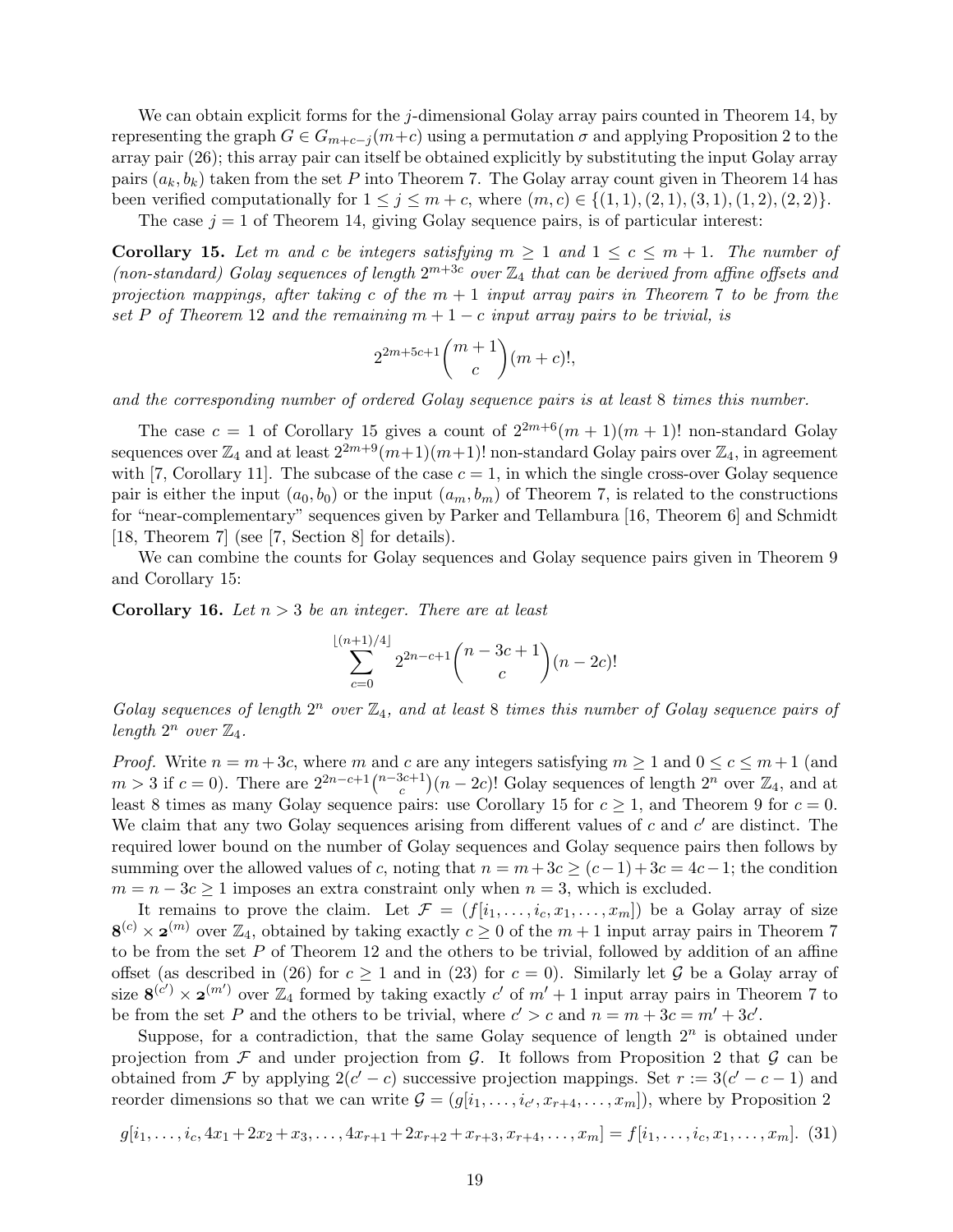We can obtain explicit forms for the $j$-dimensional Golay array pairs counted in Theorem 14, by representing the graph $G \in G_{m+c-j}(m+c)$ using a permutation $\sigma$ and applying Proposition 2 to the array pair (26); this array pair can itself be obtained explicitly by substituting the input Golay array pairs $(a_k, b_k)$ taken from the set $P$ into Theorem 7. The Golay array count given in Theorem 14 has been verified computationally for $1 \le j \le m+c$, where $(m,c) \in \{(1,1),(2,1),(3,1),(1,2),(2,2)\}$.

The case $j = 1$ of Theorem 14, giving Golay sequence pairs, is of particular interest:

**Corollary 15.** *Let $m$ and $c$ be integers satisfying $m \ge 1$ and $1 \le c \le m+1$. The number of (non-standard) Golay sequences of length $2^{m+3c}$ over $\mathbb{Z}_4$ that can be derived from affine offsets and projection mappings, after taking $c$ of the $m+1$ input array pairs in Theorem 7 to be from the set $P$ of Theorem 12 and the remaining $m+1-c$ input array pairs to be trivial, is*

$$2^{2m+5c+1}\binom{m+1}{c}(m+c)!,$$

*and the corresponding number of ordered Golay sequence pairs is at least 8 times this number.*

The case $c = 1$ of Corollary 15 gives a count of $2^{2m+6}(m+1)(m+1)!$ non-standard Golay sequences over $\mathbb{Z}_4$ and at least $2^{2m+9}(m+1)(m+1)!$ non-standard Golay pairs over $\mathbb{Z}_4$, in agreement with [7, Corollary 11]. The subcase of the case $c = 1$, in which the single cross-over Golay sequence pair is either the input $(a_0, b_0)$ or the input $(a_m, b_m)$ of Theorem 7, is related to the constructions for "near-complementary" sequences given by Parker and Tellambura [16, Theorem 6] and Schmidt [18, Theorem 7] (see [7, Section 8] for details).

We can combine the counts for Golay sequences and Golay sequence pairs given in Theorem 9 and Corollary 15:

**Corollary 16.** *Let $n > 3$ be an integer. There are at least*

$$\sum_{c=0}^{\lfloor (n+1)/4 \rfloor} 2^{2n-c+1}\binom{n-3c+1}{c}(n-2c)!$$

*Golay sequences of length $2^n$ over $\mathbb{Z}_4$, and at least 8 times this number of Golay sequence pairs of length $2^n$ over $\mathbb{Z}_4$.*

*Proof.* Write $n = m + 3c$, where $m$ and $c$ are any integers satisfying $m \ge 1$ and $0 \le c \le m+1$ (and $m > 3$ if $c = 0$). There are $2^{2n-c+1}\binom{n-3c+1}{c}(n-2c)!$ Golay sequences of length $2^n$ over $\mathbb{Z}_4$, and at least 8 times as many Golay sequence pairs: use Corollary 15 for $c \ge 1$, and Theorem 9 for $c = 0$. We claim that any two Golay sequences arising from different values of $c$ and $c'$ are distinct. The required lower bound on the number of Golay sequences and Golay sequence pairs then follows by summing over the allowed values of $c$, noting that $n = m + 3c \ge (c-1) + 3c = 4c - 1$; the condition $m = n - 3c \ge 1$ imposes an extra constraint only when $n = 3$, which is excluded.

It remains to prove the claim. Let $\mathcal{F} = (f[i_1, \dots, i_c, x_1, \dots, x_m])$ be a Golay array of size $\mathbf{8}^{(c)} \times \mathbf{2}^{(m)}$ over $\mathbb{Z}_4$, obtained by taking exactly $c \ge 0$ of the $m+1$ input array pairs in Theorem 7 to be from the set $P$ of Theorem 12 and the others to be trivial, followed by addition of an affine offset (as described in (26) for $c \ge 1$ and in (23) for $c = 0$). Similarly let $\mathcal{G}$ be a Golay array of size $\mathbf{8}^{(c')} \times \mathbf{2}^{(m')}$ over $\mathbb{Z}_4$ formed by taking exactly $c'$ of $m'+1$ input array pairs in Theorem 7 to be from the set $P$ and the others to be trivial, where $c' > c$ and $n = m + 3c = m' + 3c'$.

Suppose, for a contradiction, that the same Golay sequence of length $2^n$ is obtained under projection from $\mathcal{F}$ and under projection from $\mathcal{G}$. It follows from Proposition 2 that $\mathcal{G}$ can be obtained from $\mathcal{F}$ by applying $2(c'-c)$ successive projection mappings. Set $r := 3(c'-c-1)$ and reorder dimensions so that we can write $\mathcal{G} = (g[i_1, \dots, i_{c'}, x_{r+4}, \dots, x_m])$, where by Proposition 2

$$g[i_1, \dots, i_c, 4x_1 + 2x_2 + x_3, \dots, 4x_{r+1} + 2x_{r+2} + x_{r+3}, x_{r+4}, \dots, x_m] = f[i_1, \dots, i_c, x_1, \dots, x_m]. \quad (31)$$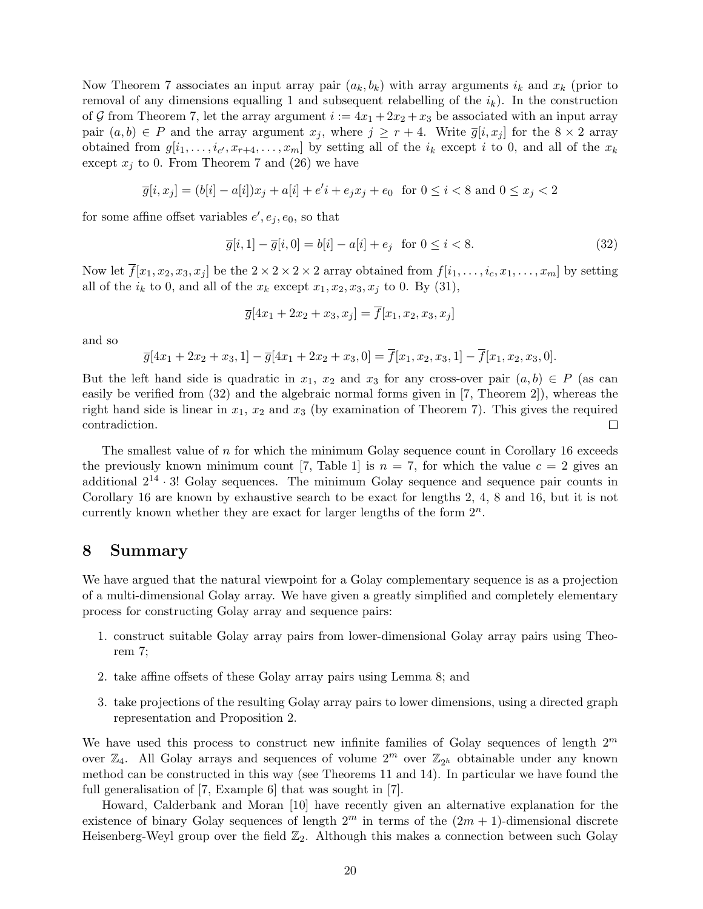Now Theorem 7 associates an input array pair $(a_k, b_k)$ with array arguments $i_k$ and $x_k$ (prior to removal of any dimensions equalling 1 and subsequent relabelling of the $i_k$). In the construction of $\mathcal{G}$ from Theorem 7, let the array argument $i := 4x_1 + 2x_2 + x_3$ be associated with an input array pair $(a, b) \in P$ and the array argument $x_j$, where $j \geq r+4$. Write $\overline{g}[i, x_j]$ for the $8 \times 2$ array obtained from $g[i_1, \ldots, i_{c'}, x_{r+4}, \ldots, x_m]$ by setting all of the $i_k$ except $i$ to 0, and all of the $x_k$ except $x_j$ to 0. From Theorem 7 and (26) we have

$$\overline{g}[i, x_j] = (b[i] - a[i])x_j + a[i] + e'i + e_j x_j + e_0 \quad \text{for } 0 \leq i < 8 \text{ and } 0 \leq x_j < 2$$

for some affine offset variables $e', e_j, e_0$, so that

$$\overline{g}[i, 1] - \overline{g}[i, 0] = b[i] - a[i] + e_j \quad \text{for } 0 \leq i < 8. \tag{32}$$

Now let $\overline{f}[x_1, x_2, x_3, x_j]$ be the $2 \times 2 \times 2 \times 2$ array obtained from $f[i_1, \ldots, i_c, x_1, \ldots, x_m]$ by setting all of the $i_k$ to 0, and all of the $x_k$ except $x_1, x_2, x_3, x_j$ to 0. By (31),

$$\overline{g}[4x_1 + 2x_2 + x_3, x_j] = \overline{f}[x_1, x_2, x_3, x_j]$$

and so

$$\overline{g}[4x_1 + 2x_2 + x_3, 1] - \overline{g}[4x_1 + 2x_2 + x_3, 0] = \overline{f}[x_1, x_2, x_3, 1] - \overline{f}[x_1, x_2, x_3, 0].$$

But the left hand side is quadratic in $x_1$, $x_2$ and $x_3$ for any cross-over pair $(a, b) \in P$ (as can easily be verified from (32) and the algebraic normal forms given in [7, Theorem 2]), whereas the right hand side is linear in $x_1$, $x_2$ and $x_3$ (by examination of Theorem 7). This gives the required contradiction. □

The smallest value of $n$ for which the minimum Golay sequence count in Corollary 16 exceeds the previously known minimum count [7, Table 1] is $n = 7$, for which the value $c = 2$ gives an additional $2^{14} \cdot 3!$ Golay sequences. The minimum Golay sequence and sequence pair counts in Corollary 16 are known by exhaustive search to be exact for lengths 2, 4, 8 and 16, but it is not currently known whether they are exact for larger lengths of the form $2^n$.

## 8 Summary

We have argued that the natural viewpoint for a Golay complementary sequence is as a projection of a multi-dimensional Golay array. We have given a greatly simplified and completely elementary process for constructing Golay array and sequence pairs:

1. construct suitable Golay array pairs from lower-dimensional Golay array pairs using Theorem 7;
2. take affine offsets of these Golay array pairs using Lemma 8; and
3. take projections of the resulting Golay array pairs to lower dimensions, using a directed graph representation and Proposition 2.

We have used this process to construct new infinite families of Golay sequences of length $2^m$ over $\mathbb{Z}_4$. All Golay arrays and sequences of volume $2^m$ over $\mathbb{Z}_{2^h}$ obtainable under any known method can be constructed in this way (see Theorems 11 and 14). In particular we have found the full generalisation of [7, Example 6] that was sought in [7].

Howard, Calderbank and Moran [10] have recently given an alternative explanation for the existence of binary Golay sequences of length $2^m$ in terms of the $(2m+1)$-dimensional discrete Heisenberg-Weyl group over the field $\mathbb{Z}_2$. Although this makes a connection between such Golay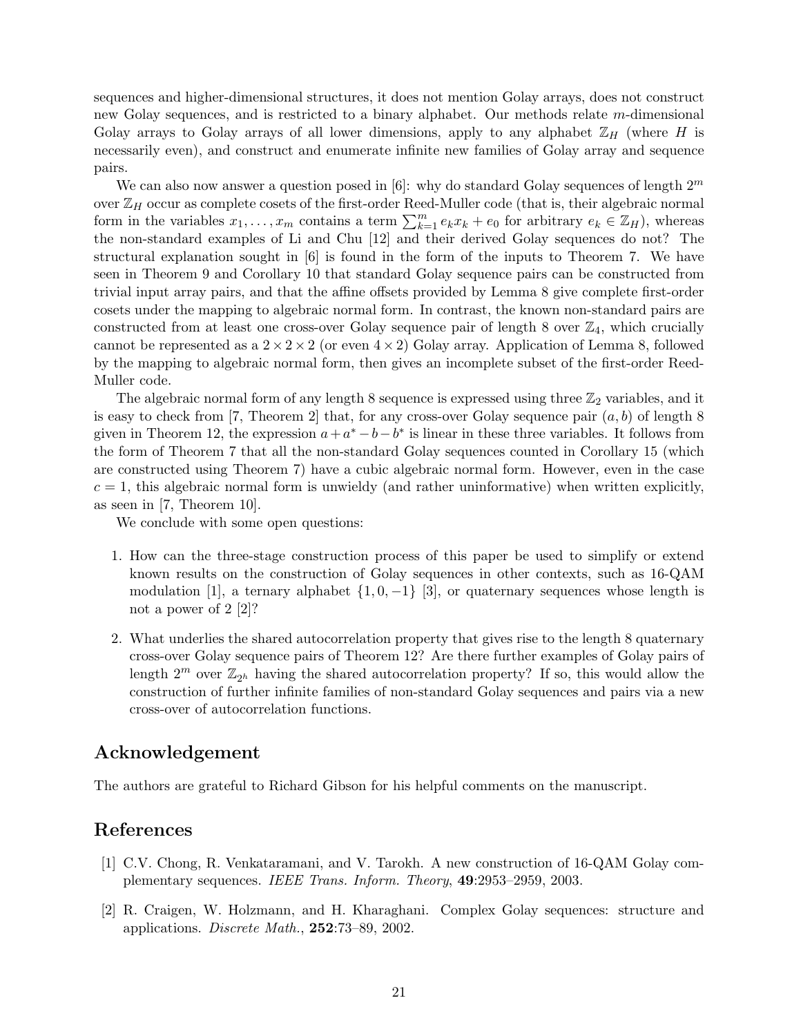sequences and higher-dimensional structures, it does not mention Golay arrays, does not construct new Golay sequences, and is restricted to a binary alphabet. Our methods relate $m$-dimensional Golay arrays to Golay arrays of all lower dimensions, apply to any alphabet $\mathbb{Z}_H$ (where $H$ is necessarily even), and construct and enumerate infinite new families of Golay array and sequence pairs.

We can also now answer a question posed in [6]: why do standard Golay sequences of length $2^m$ over $\mathbb{Z}_H$ occur as complete cosets of the first-order Reed-Muller code (that is, their algebraic normal form in the variables $x_1, \ldots, x_m$ contains a term $\sum_{k=1}^{m} e_k x_k + e_0$ for arbitrary $e_k \in \mathbb{Z}_H$), whereas the non-standard examples of Li and Chu [12] and their derived Golay sequences do not? The structural explanation sought in [6] is found in the form of the inputs to Theorem 7. We have seen in Theorem 9 and Corollary 10 that standard Golay sequence pairs can be constructed from trivial input array pairs, and that the affine offsets provided by Lemma 8 give complete first-order cosets under the mapping to algebraic normal form. In contrast, the known non-standard pairs are constructed from at least one cross-over Golay sequence pair of length 8 over $\mathbb{Z}_4$, which crucially cannot be represented as a $2 \times 2 \times 2$ (or even $4 \times 2$) Golay array. Application of Lemma 8, followed by the mapping to algebraic normal form, then gives an incomplete subset of the first-order Reed-Muller code.

The algebraic normal form of any length 8 sequence is expressed using three $\mathbb{Z}_2$ variables, and it is easy to check from [7, Theorem 2] that, for any cross-over Golay sequence pair $(a, b)$ of length 8 given in Theorem 12, the expression $a + a^* - b - b^*$ is linear in these three variables. It follows from the form of Theorem 7 that all the non-standard Golay sequences counted in Corollary 15 (which are constructed using Theorem 7) have a cubic algebraic normal form. However, even in the case $c = 1$, this algebraic normal form is unwieldy (and rather uninformative) when written explicitly, as seen in [7, Theorem 10].

We conclude with some open questions:

1. How can the three-stage construction process of this paper be used to simplify or extend known results on the construction of Golay sequences in other contexts, such as 16-QAM modulation [1], a ternary alphabet $\{1, 0, -1\}$ [3], or quaternary sequences whose length is not a power of 2 [2]?

2. What underlies the shared autocorrelation property that gives rise to the length 8 quaternary cross-over Golay sequence pairs of Theorem 12? Are there further examples of Golay pairs of length $2^m$ over $\mathbb{Z}_{2^h}$ having the shared autocorrelation property? If so, this would allow the construction of further infinite families of non-standard Golay sequences and pairs via a new cross-over of autocorrelation functions.

## Acknowledgement

The authors are grateful to Richard Gibson for his helpful comments on the manuscript.

## References

[1] C.V. Chong, R. Venkataramani, and V. Tarokh. A new construction of 16-QAM Golay complementary sequences. *IEEE Trans. Inform. Theory*, **49**:2953–2959, 2003.

[2] R. Craigen, W. Holzmann, and H. Kharaghani. Complex Golay sequences: structure and applications. *Discrete Math.*, **252**:73–89, 2002.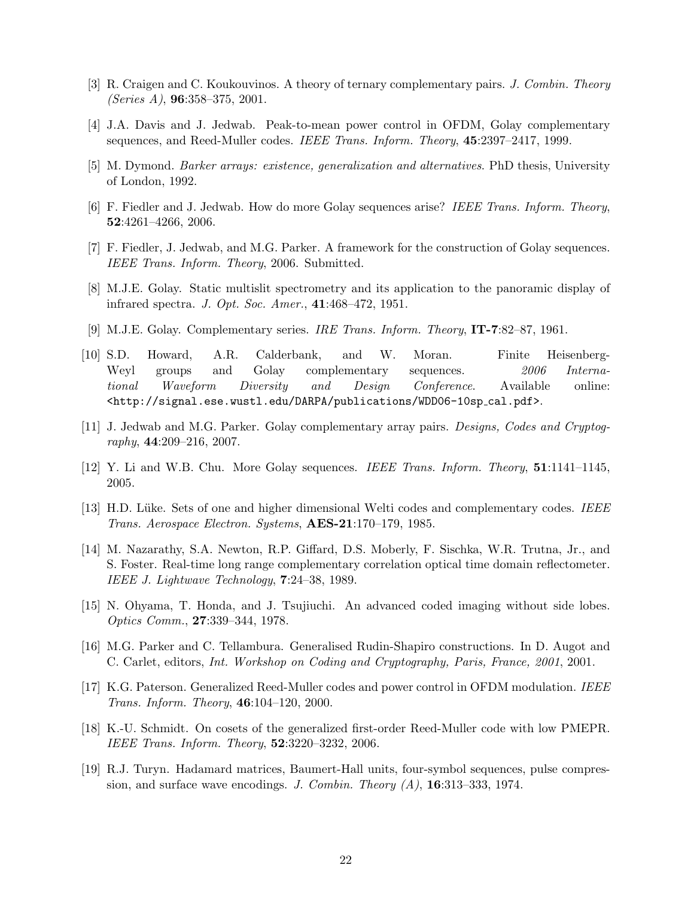[3] R. Craigen and C. Koukouvinos. A theory of ternary complementary pairs. *J. Combin. Theory (Series A)*, **96**:358–375, 2001.

[4] J.A. Davis and J. Jedwab. Peak-to-mean power control in OFDM, Golay complementary sequences, and Reed-Muller codes. *IEEE Trans. Inform. Theory*, **45**:2397–2417, 1999.

[5] M. Dymond. *Barker arrays: existence, generalization and alternatives*. PhD thesis, University of London, 1992.

[6] F. Fiedler and J. Jedwab. How do more Golay sequences arise? *IEEE Trans. Inform. Theory*, **52**:4261–4266, 2006.

[7] F. Fiedler, J. Jedwab, and M.G. Parker. A framework for the construction of Golay sequences. *IEEE Trans. Inform. Theory*, 2006. Submitted.

[8] M.J.E. Golay. Static multislit spectrometry and its application to the panoramic display of infrared spectra. *J. Opt. Soc. Amer.*, **41**:468–472, 1951.

[9] M.J.E. Golay. Complementary series. *IRE Trans. Inform. Theory*, **IT-7**:82–87, 1961.

[10] S.D. Howard, A.R. Calderbank, and W. Moran. Finite Heisenberg-Weyl groups and Golay complementary sequences. *2006 International Waveform Diversity and Design Conference*. Available online: `<http://signal.ese.wustl.edu/DARPA/publications/WDD06-10sp_cal.pdf>`.

[11] J. Jedwab and M.G. Parker. Golay complementary array pairs. *Designs, Codes and Cryptography*, **44**:209–216, 2007.

[12] Y. Li and W.B. Chu. More Golay sequences. *IEEE Trans. Inform. Theory*, **51**:1141–1145, 2005.

[13] H.D. Lüke. Sets of one and higher dimensional Welti codes and complementary codes. *IEEE Trans. Aerospace Electron. Systems*, **AES-21**:170–179, 1985.

[14] M. Nazarathy, S.A. Newton, R.P. Giffard, D.S. Moberly, F. Sischka, W.R. Trutna, Jr., and S. Foster. Real-time long range complementary correlation optical time domain reflectometer. *IEEE J. Lightwave Technology*, **7**:24–38, 1989.

[15] N. Ohyama, T. Honda, and J. Tsujiuchi. An advanced coded imaging without side lobes. *Optics Comm.*, **27**:339–344, 1978.

[16] M.G. Parker and C. Tellambura. Generalised Rudin-Shapiro constructions. In D. Augot and C. Carlet, editors, *Int. Workshop on Coding and Cryptography, Paris, France, 2001*, 2001.

[17] K.G. Paterson. Generalized Reed-Muller codes and power control in OFDM modulation. *IEEE Trans. Inform. Theory*, **46**:104–120, 2000.

[18] K.-U. Schmidt. On cosets of the generalized first-order Reed-Muller code with low PMEPR. *IEEE Trans. Inform. Theory*, **52**:3220–3232, 2006.

[19] R.J. Turyn. Hadamard matrices, Baumert-Hall units, four-symbol sequences, pulse compression, and surface wave encodings. *J. Combin. Theory (A)*, **16**:313–333, 1974.